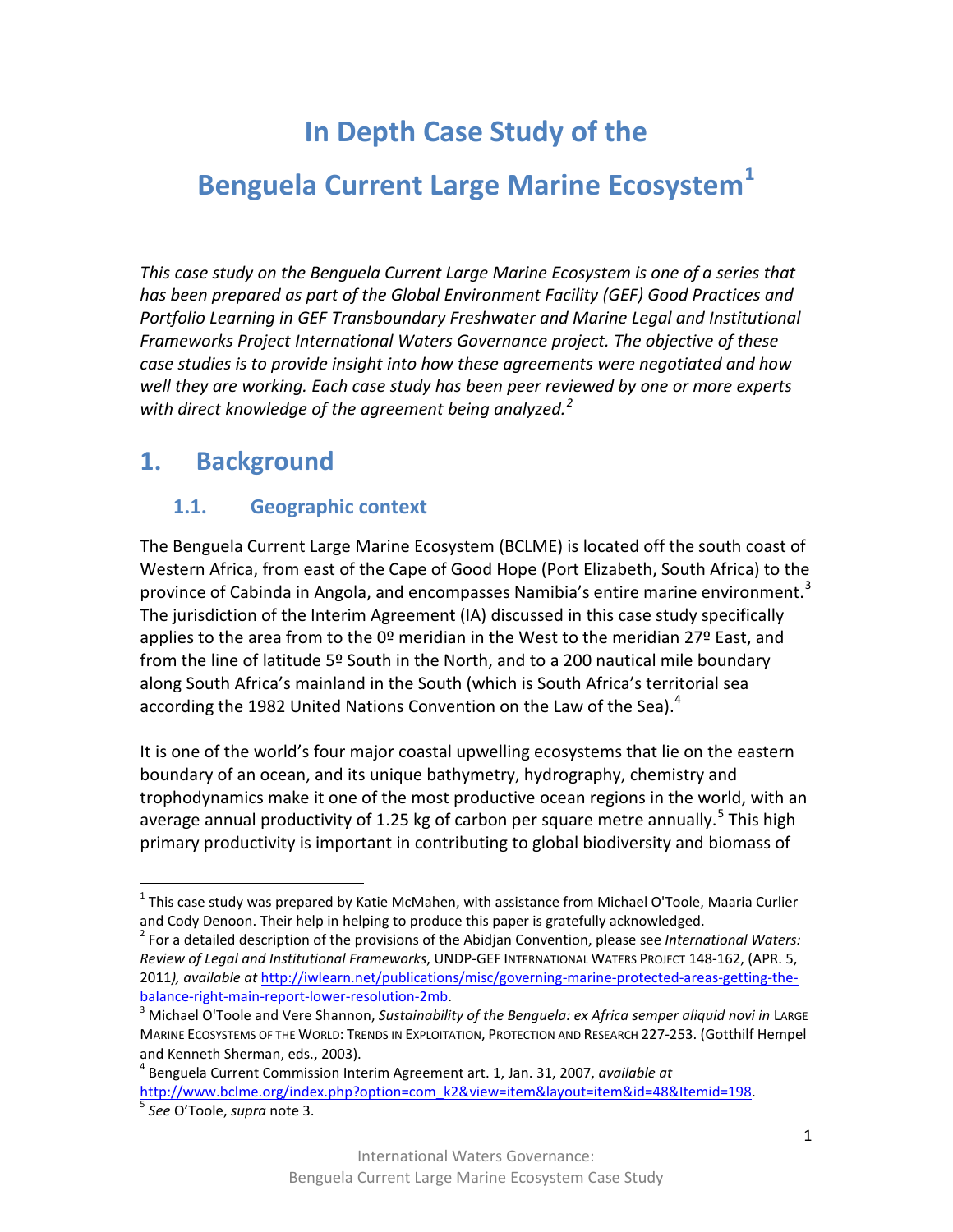# In Depth Case Study of the Benguela Current Large Marine Ecosystem[1]

*This case study on the Benguela Current Large Marine Ecosystem is one of a series that has been prepared as part of the Global Environment Facility (GEF) Good Practices and Portfolio Learning in GEF Transboundary Freshwater and Marine Legal and Institutional Frameworks Project International Waters Governance project. The objective of these case studies is to provide insight into how these agreements were negotiated and how well they are working. Each case study has been peer reviewed by one or more experts with direct knowledge of the agreement being analyzed.[2]*

## 1. Background

### 1.1. Geographic context

The Benguela Current Large Marine Ecosystem (BCLME) is located off the south coast of Western Africa, from east of the Cape of Good Hope (Port Elizabeth, South Africa) to the province of Cabinda in Angola, and encompasses Namibia's entire marine environment.[3] The jurisdiction of the Interim Agreement (IA) discussed in this case study specifically applies to the area from to the 0º meridian in the West to the meridian 27º East, and from the line of latitude 5º South in the North, and to a 200 nautical mile boundary along South Africa's mainland in the South (which is South Africa's territorial sea according the 1982 United Nations Convention on the Law of the Sea).[4]

It is one of the world's four major coastal upwelling ecosystems that lie on the eastern boundary of an ocean, and its unique bathymetry, hydrography, chemistry and trophodynamics make it one of the most productive ocean regions in the world, with an average annual productivity of 1.25 kg of carbon per square metre annually.[5] This high primary productivity is important in contributing to global biodiversity and biomass of

---

[1] This case study was prepared by Katie McMahen, with assistance from Michael O'Toole, Maaria Curlier and Cody Denoon. Their help in helping to produce this paper is gratefully acknowledged.

[2] For a detailed description of the provisions of the Abidjan Convention, please see *International Waters: Review of Legal and Institutional Frameworks*, UNDP-GEF INTERNATIONAL WATERS PROJECT 148-162, (APR. 5, 2011*), available at* http://iwlearn.net/publications/misc/governing-marine-protected-areas-getting-the-balance-right-main-report-lower-resolution-2mb.

[3] Michael O'Toole and Vere Shannon, *Sustainability of the Benguela: ex Africa semper aliquid novi in* LARGE MARINE ECOSYSTEMS OF THE WORLD: TRENDS IN EXPLOITATION, PROTECTION AND RESEARCH 227-253. (Gotthilf Hempel and Kenneth Sherman, eds., 2003).

[4] Benguela Current Commission Interim Agreement art. 1, Jan. 31, 2007, *available at* http://www.bclme.org/index.php?option=com_k2&view=item&layout=item&id=48&Itemid=198.

[5] *See* O'Toole, *supra* note 3.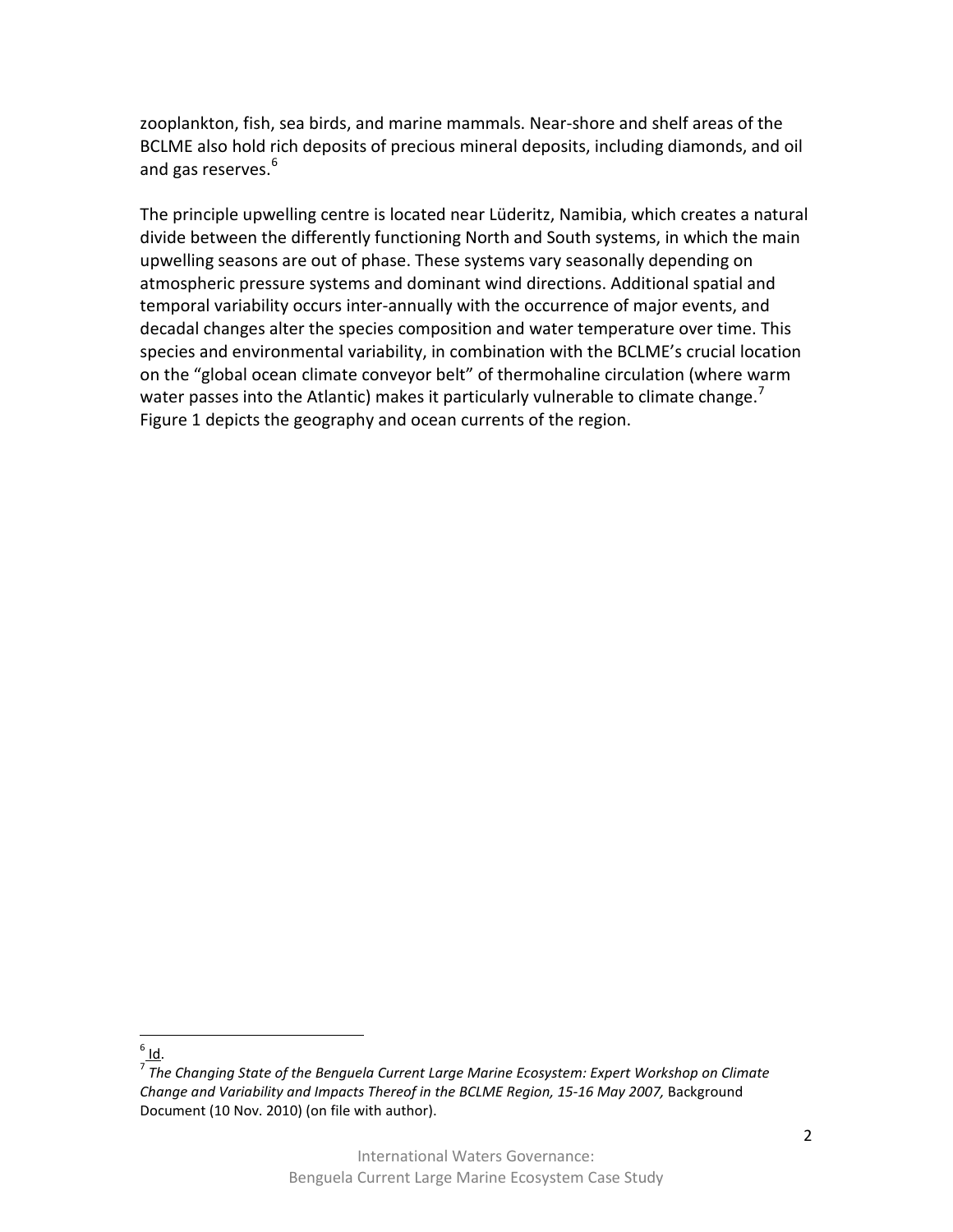zooplankton, fish, sea birds, and marine mammals. Near-shore and shelf areas of the BCLME also hold rich deposits of precious mineral deposits, including diamonds, and oil and gas reserves.[6]

The principle upwelling centre is located near Lüderitz, Namibia, which creates a natural divide between the differently functioning North and South systems, in which the main upwelling seasons are out of phase. These systems vary seasonally depending on atmospheric pressure systems and dominant wind directions. Additional spatial and temporal variability occurs inter-annually with the occurrence of major events, and decadal changes alter the species composition and water temperature over time. This species and environmental variability, in combination with the BCLME's crucial location on the "global ocean climate conveyor belt" of thermohaline circulation (where warm water passes into the Atlantic) makes it particularly vulnerable to climate change.[7] Figure 1 depicts the geography and ocean currents of the region.

---

[6] Id.

[7] *The Changing State of the Benguela Current Large Marine Ecosystem: Expert Workshop on Climate Change and Variability and Impacts Thereof in the BCLME Region, 15-16 May 2007,* Background Document (10 Nov. 2010) (on file with author).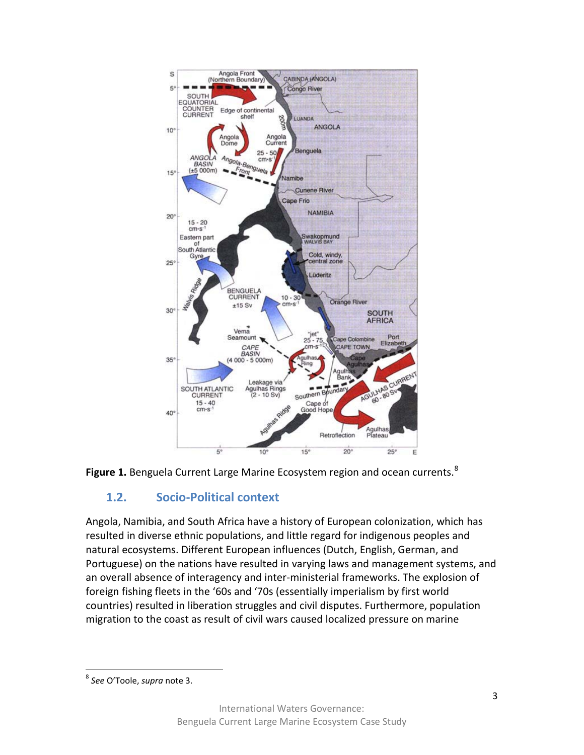**Figure 1.** Benguela Current Large Marine Ecosystem region and ocean currents.[8]

## 1.2. Socio-Political context

Angola, Namibia, and South Africa have a history of European colonization, which has resulted in diverse ethnic populations, and little regard for indigenous peoples and natural ecosystems. Different European influences (Dutch, English, German, and Portuguese) on the nations have resulted in varying laws and management systems, and an overall absence of interagency and inter-ministerial frameworks. The explosion of foreign fishing fleets in the '60s and '70s (essentially imperialism by first world countries) resulted in liberation struggles and civil disputes. Furthermore, population migration to the coast as result of civil wars caused localized pressure on marine

---

[8] *See* O'Toole, *supra* note 3.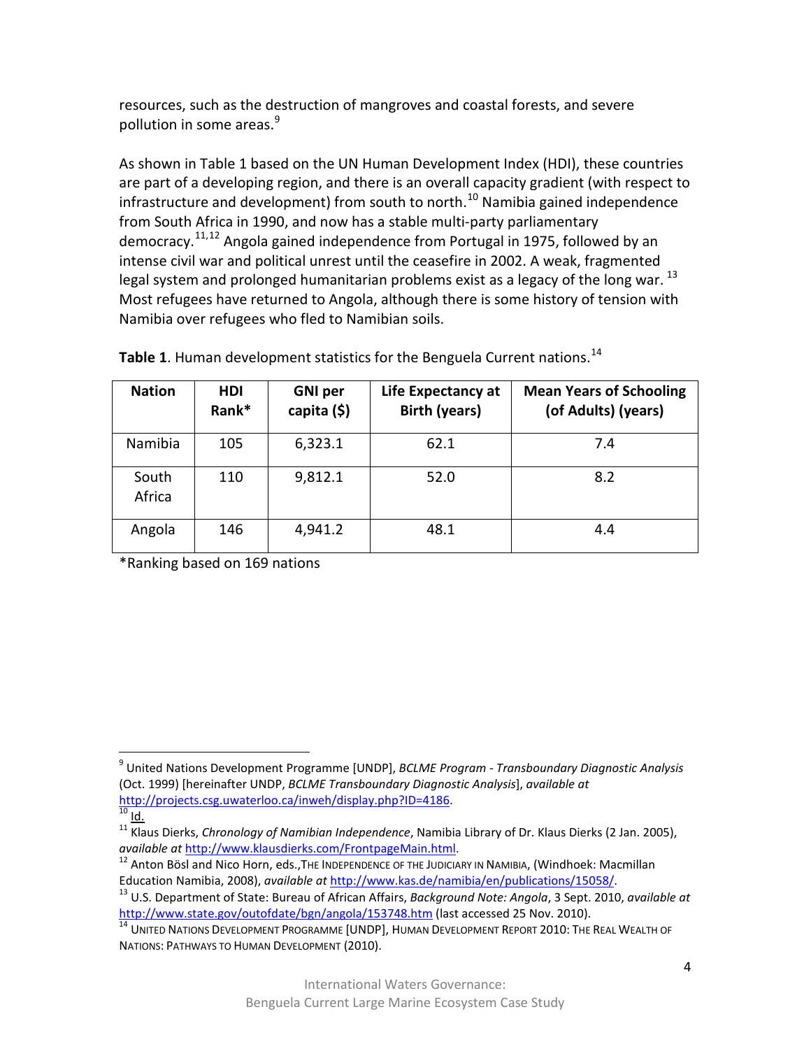resources, such as the destruction of mangroves and coastal forests, and severe pollution in some areas.[9]

As shown in Table 1 based on the UN Human Development Index (HDI), these countries are part of a developing region, and there is an overall capacity gradient (with respect to infrastructure and development) from south to north.[10] Namibia gained independence from South Africa in 1990, and now has a stable multi-party parliamentary democracy.[11,12] Angola gained independence from Portugal in 1975, followed by an intense civil war and political unrest until the ceasefire in 2002. A weak, fragmented legal system and prolonged humanitarian problems exist as a legacy of the long war.[13] Most refugees have returned to Angola, although there is some history of tension with Namibia over refugees who fled to Namibian soils.

**Table 1**. Human development statistics for the Benguela Current nations.[14]

| Nation | HDI Rank* | GNI per capita ($) | Life Expectancy at Birth (years) | Mean Years of Schooling (of Adults) (years) |
|---|---|---|---|---|
| Namibia | 105 | 6,323.1 | 62.1 | 7.4 |
| South Africa | 110 | 9,812.1 | 52.0 | 8.2 |
| Angola | 146 | 4,941.2 | 48.1 | 4.4 |

*Ranking based on 169 nations

---

[9] United Nations Development Programme [UNDP], *BCLME Program - Transboundary Diagnostic Analysis* (Oct. 1999) [hereinafter UNDP, *BCLME Transboundary Diagnostic Analysis*], *available at* http://projects.csg.uwaterloo.ca/inweh/display.php?ID=4186.

[10] Id.

[11] Klaus Dierks, *Chronology of Namibian Independence*, Namibia Library of Dr. Klaus Dierks (2 Jan. 2005), *available at* http://www.klausdierks.com/FrontpageMain.html.

[12] Anton Bösl and Nico Horn, eds.,THE INDEPENDENCE OF THE JUDICIARY IN NAMIBIA, (Windhoek: Macmillan Education Namibia, 2008), *available at* http://www.kas.de/namibia/en/publications/15058/.

[13] U.S. Department of State: Bureau of African Affairs, *Background Note: Angola*, 3 Sept. 2010, *available at* http://www.state.gov/outofdate/bgn/angola/153748.htm (last accessed 25 Nov. 2010).

[14] UNITED NATIONS DEVELOPMENT PROGRAMME [UNDP], HUMAN DEVELOPMENT REPORT 2010: THE REAL WEALTH OF NATIONS: PATHWAYS TO HUMAN DEVELOPMENT (2010).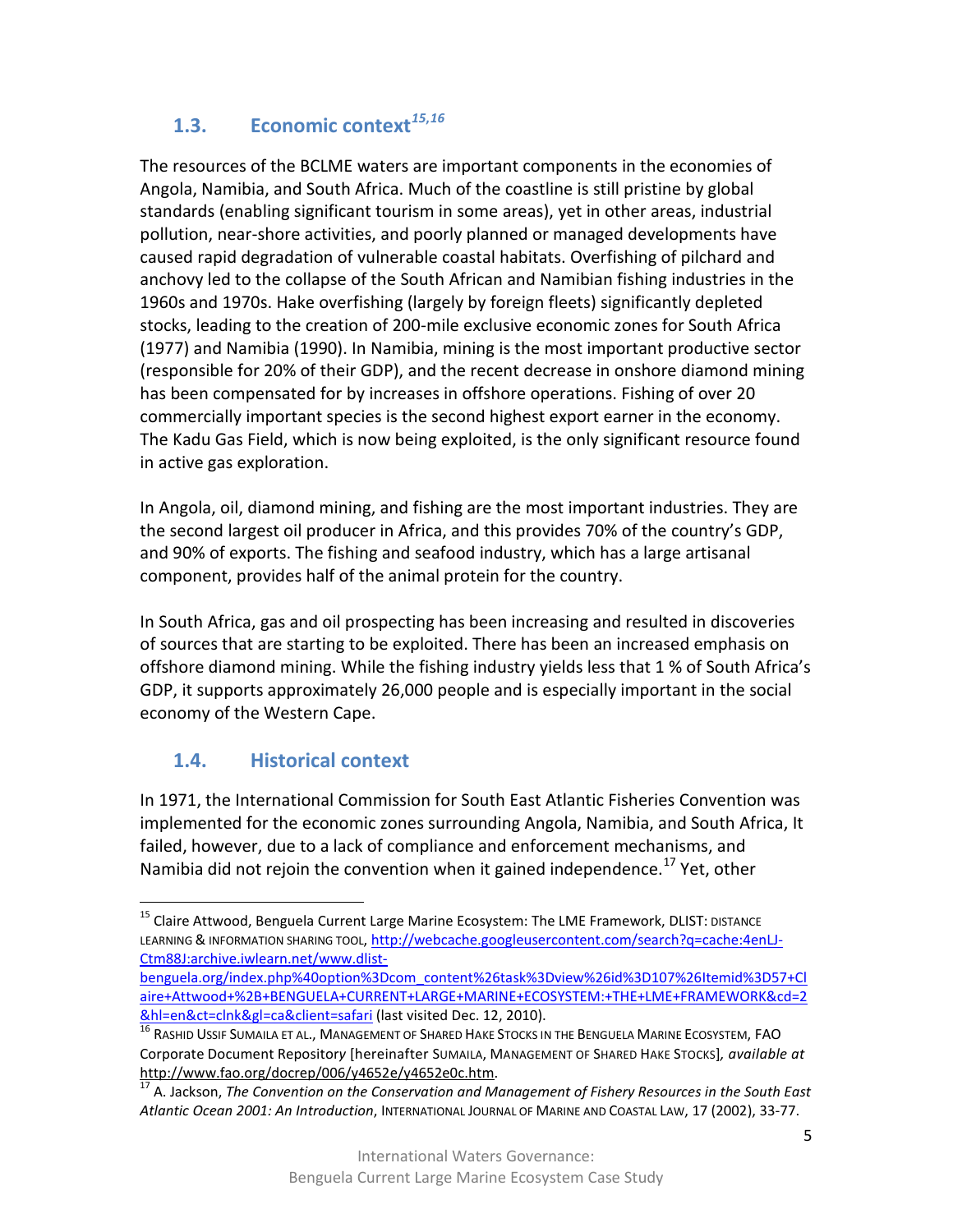## 1.3. Economic context[15,16]

The resources of the BCLME waters are important components in the economies of Angola, Namibia, and South Africa. Much of the coastline is still pristine by global standards (enabling significant tourism in some areas), yet in other areas, industrial pollution, near-shore activities, and poorly planned or managed developments have caused rapid degradation of vulnerable coastal habitats. Overfishing of pilchard and anchovy led to the collapse of the South African and Namibian fishing industries in the 1960s and 1970s. Hake overfishing (largely by foreign fleets) significantly depleted stocks, leading to the creation of 200-mile exclusive economic zones for South Africa (1977) and Namibia (1990). In Namibia, mining is the most important productive sector (responsible for 20% of their GDP), and the recent decrease in onshore diamond mining has been compensated for by increases in offshore operations. Fishing of over 20 commercially important species is the second highest export earner in the economy. The Kadu Gas Field, which is now being exploited, is the only significant resource found in active gas exploration.

In Angola, oil, diamond mining, and fishing are the most important industries. They are the second largest oil producer in Africa, and this provides 70% of the country's GDP, and 90% of exports. The fishing and seafood industry, which has a large artisanal component, provides half of the animal protein for the country.

In South Africa, gas and oil prospecting has been increasing and resulted in discoveries of sources that are starting to be exploited. There has been an increased emphasis on offshore diamond mining. While the fishing industry yields less that 1 % of South Africa's GDP, it supports approximately 26,000 people and is especially important in the social economy of the Western Cape.

## 1.4. Historical context

In 1971, the International Commission for South East Atlantic Fisheries Convention was implemented for the economic zones surrounding Angola, Namibia, and South Africa, It failed, however, due to a lack of compliance and enforcement mechanisms, and Namibia did not rejoin the convention when it gained independence.[17] Yet, other

---

[15] Claire Attwood, Benguela Current Large Marine Ecosystem: The LME Framework, DLIST: DISTANCE LEARNING & INFORMATION SHARING TOOL, http://webcache.googleusercontent.com/search?q=cache:4enLJ-Ctm88J:archive.iwlearn.net/www.dlist-benguela.org/index.php%40option%3Dcom_content%26task%3Dview%26id%3D107%26Itemid%3D57+Claire+Attwood+%2B+BENGUELA+CURRENT+LARGE+MARINE+ECOSYSTEM:+THE+LME+FRAMEWORK&cd=2&hl=en&ct=clnk&gl=ca&client=safari (last visited Dec. 12, 2010).

[16] RASHID USSIF SUMAILA ET AL., MANAGEMENT OF SHARED HAKE STOCKS IN THE BENGUELA MARINE ECOSYSTEM, FAO Corporate Document Repository [hereinafter SUMAILA, MANAGEMENT OF SHARED HAKE STOCKS], *available at* http://www.fao.org/docrep/006/y4652e/y4652e0c.htm.

[17] A. Jackson, *The Convention on the Conservation and Management of Fishery Resources in the South East Atlantic Ocean 2001: An Introduction*, INTERNATIONAL JOURNAL OF MARINE AND COASTAL LAW, 17 (2002), 33-77.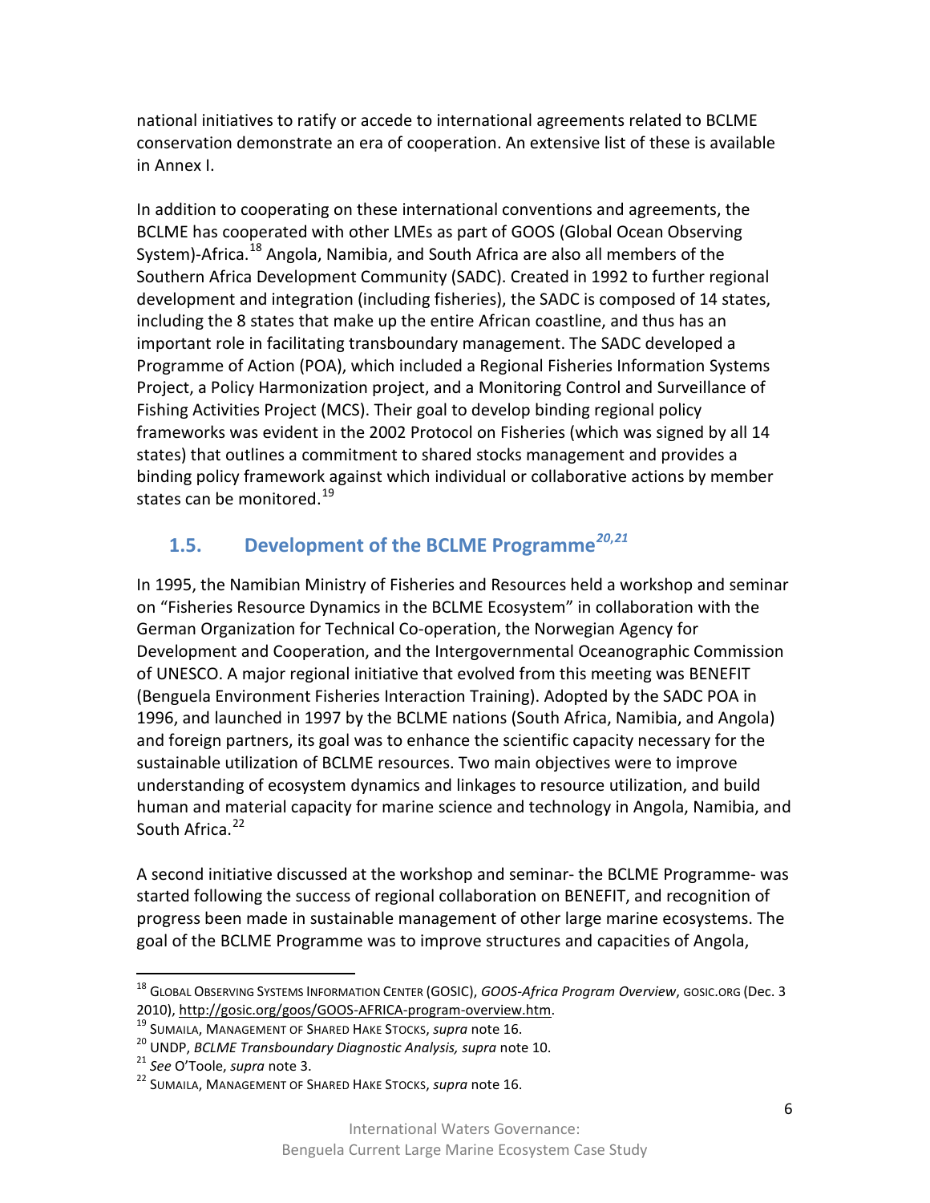national initiatives to ratify or accede to international agreements related to BCLME conservation demonstrate an era of cooperation. An extensive list of these is available in Annex I.

In addition to cooperating on these international conventions and agreements, the BCLME has cooperated with other LMEs as part of GOOS (Global Ocean Observing System)-Africa.[18] Angola, Namibia, and South Africa are also all members of the Southern Africa Development Community (SADC). Created in 1992 to further regional development and integration (including fisheries), the SADC is composed of 14 states, including the 8 states that make up the entire African coastline, and thus has an important role in facilitating transboundary management. The SADC developed a Programme of Action (POA), which included a Regional Fisheries Information Systems Project, a Policy Harmonization project, and a Monitoring Control and Surveillance of Fishing Activities Project (MCS). Their goal to develop binding regional policy frameworks was evident in the 2002 Protocol on Fisheries (which was signed by all 14 states) that outlines a commitment to shared stocks management and provides a binding policy framework against which individual or collaborative actions by member states can be monitored.[19]

## 1.5. Development of the BCLME Programme[20,21]

In 1995, the Namibian Ministry of Fisheries and Resources held a workshop and seminar on "Fisheries Resource Dynamics in the BCLME Ecosystem" in collaboration with the German Organization for Technical Co-operation, the Norwegian Agency for Development and Cooperation, and the Intergovernmental Oceanographic Commission of UNESCO. A major regional initiative that evolved from this meeting was BENEFIT (Benguela Environment Fisheries Interaction Training). Adopted by the SADC POA in 1996, and launched in 1997 by the BCLME nations (South Africa, Namibia, and Angola) and foreign partners, its goal was to enhance the scientific capacity necessary for the sustainable utilization of BCLME resources. Two main objectives were to improve understanding of ecosystem dynamics and linkages to resource utilization, and build human and material capacity for marine science and technology in Angola, Namibia, and South Africa.[22]

A second initiative discussed at the workshop and seminar- the BCLME Programme- was started following the success of regional collaboration on BENEFIT, and recognition of progress been made in sustainable management of other large marine ecosystems. The goal of the BCLME Programme was to improve structures and capacities of Angola,

---

[18] Global Observing Systems Information Center (GOSIC), *GOOS-Africa Program Overview*, GOSIC.ORG (Dec. 3 2010), http://gosic.org/goos/GOOS-AFRICA-program-overview.htm.

[19] Sumaila, Management of Shared Hake Stocks, *supra* note 16.

[20] UNDP, *BCLME Transboundary Diagnostic Analysis, supra* note 10.

[21] *See* O'Toole, *supra* note 3.

[22] Sumaila, Management of Shared Hake Stocks, *supra* note 16.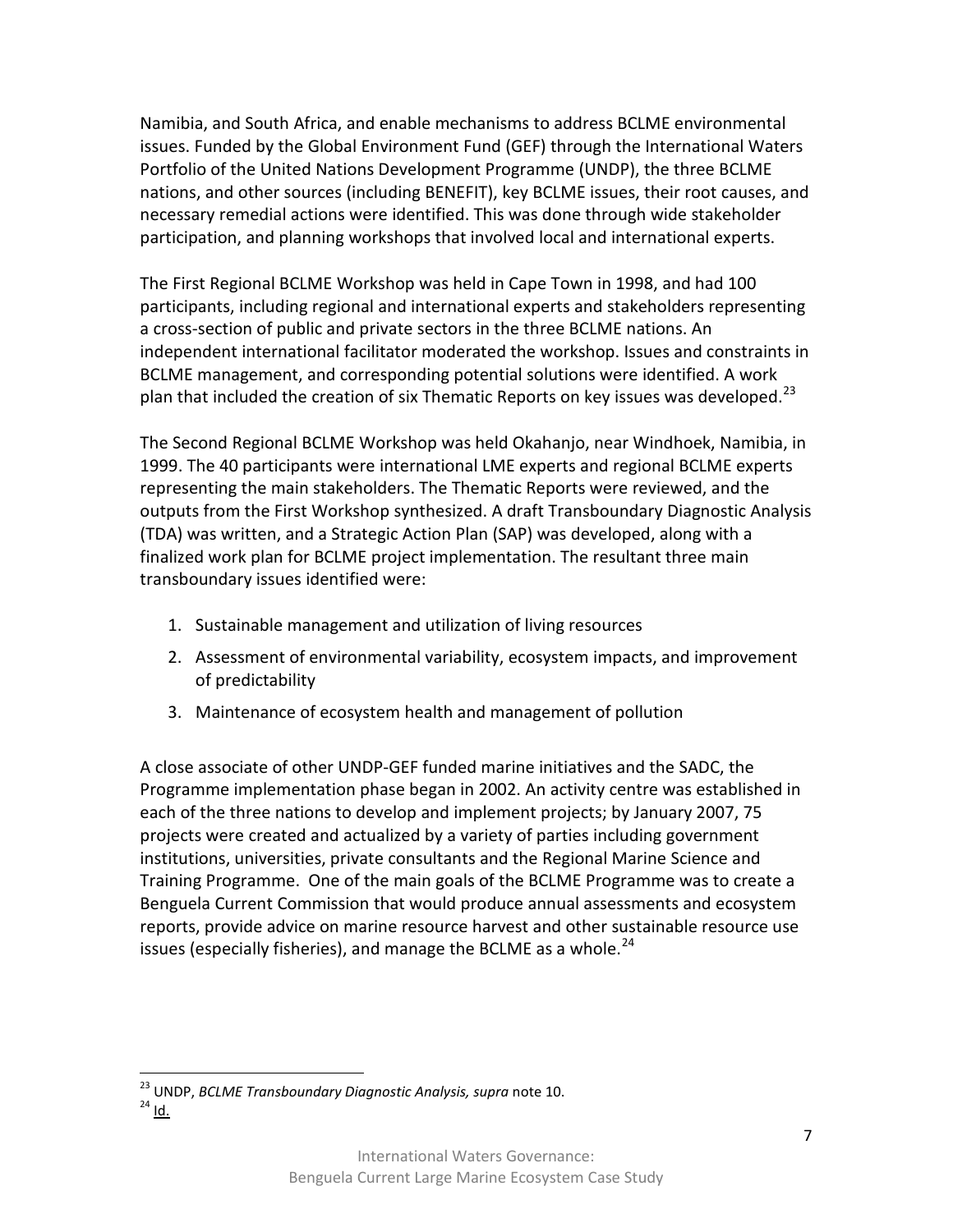Namibia, and South Africa, and enable mechanisms to address BCLME environmental issues. Funded by the Global Environment Fund (GEF) through the International Waters Portfolio of the United Nations Development Programme (UNDP), the three BCLME nations, and other sources (including BENEFIT), key BCLME issues, their root causes, and necessary remedial actions were identified. This was done through wide stakeholder participation, and planning workshops that involved local and international experts.

The First Regional BCLME Workshop was held in Cape Town in 1998, and had 100 participants, including regional and international experts and stakeholders representing a cross-section of public and private sectors in the three BCLME nations. An independent international facilitator moderated the workshop. Issues and constraints in BCLME management, and corresponding potential solutions were identified. A work plan that included the creation of six Thematic Reports on key issues was developed.[23]

The Second Regional BCLME Workshop was held Okahanjo, near Windhoek, Namibia, in 1999. The 40 participants were international LME experts and regional BCLME experts representing the main stakeholders. The Thematic Reports were reviewed, and the outputs from the First Workshop synthesized. A draft Transboundary Diagnostic Analysis (TDA) was written, and a Strategic Action Plan (SAP) was developed, along with a finalized work plan for BCLME project implementation. The resultant three main transboundary issues identified were:

1. Sustainable management and utilization of living resources
2. Assessment of environmental variability, ecosystem impacts, and improvement of predictability
3. Maintenance of ecosystem health and management of pollution

A close associate of other UNDP-GEF funded marine initiatives and the SADC, the Programme implementation phase began in 2002. An activity centre was established in each of the three nations to develop and implement projects; by January 2007, 75 projects were created and actualized by a variety of parties including government institutions, universities, private consultants and the Regional Marine Science and Training Programme. One of the main goals of the BCLME Programme was to create a Benguela Current Commission that would produce annual assessments and ecosystem reports, provide advice on marine resource harvest and other sustainable resource use issues (especially fisheries), and manage the BCLME as a whole.[24]

---

[23] UNDP, *BCLME Transboundary Diagnostic Analysis, supra* note 10.

[24] Id.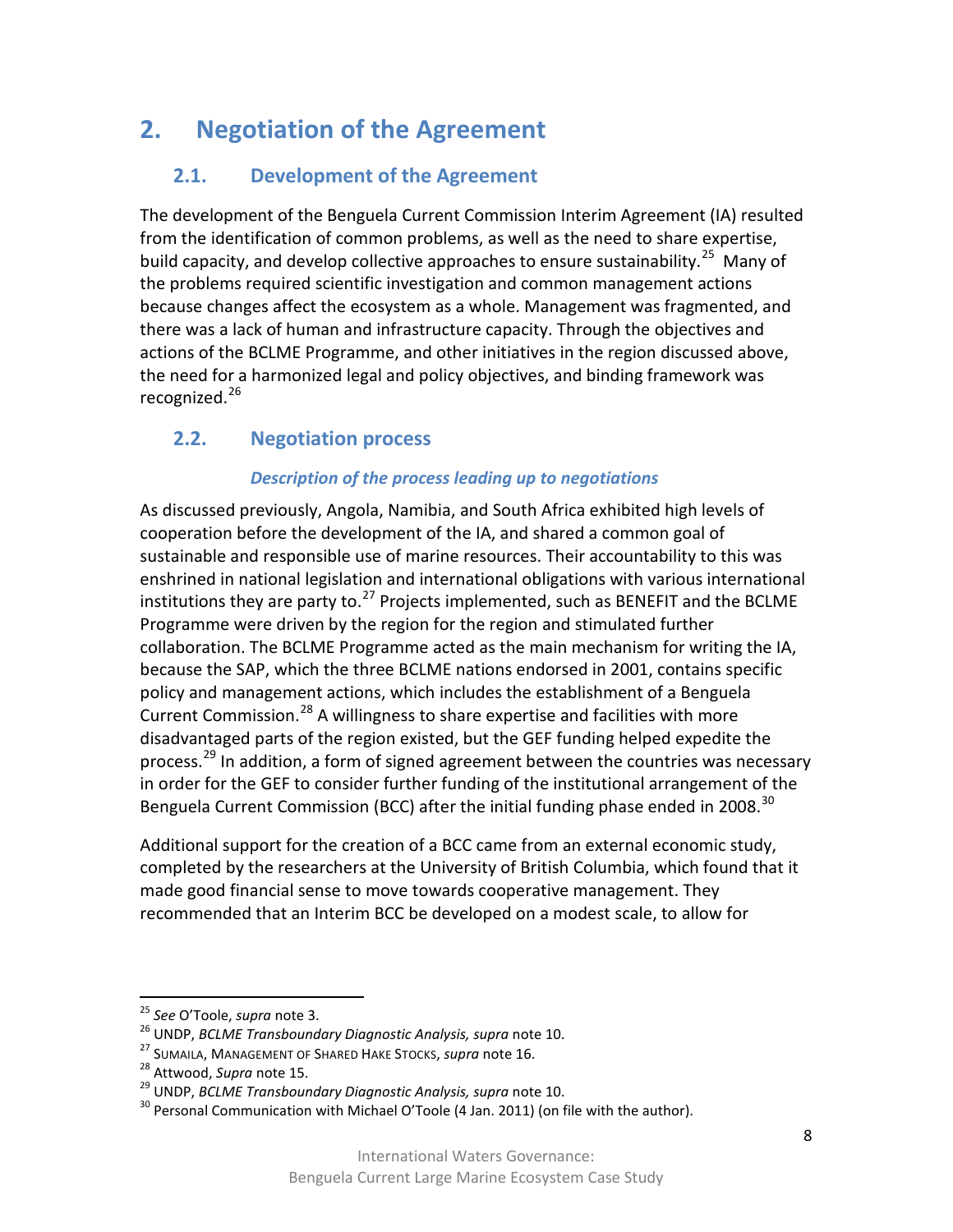# 2. Negotiation of the Agreement

## 2.1. Development of the Agreement

The development of the Benguela Current Commission Interim Agreement (IA) resulted from the identification of common problems, as well as the need to share expertise, build capacity, and develop collective approaches to ensure sustainability.[25] Many of the problems required scientific investigation and common management actions because changes affect the ecosystem as a whole. Management was fragmented, and there was a lack of human and infrastructure capacity. Through the objectives and actions of the BCLME Programme, and other initiatives in the region discussed above, the need for a harmonized legal and policy objectives, and binding framework was recognized.[26]

## 2.2. Negotiation process

### *Description of the process leading up to negotiations*

As discussed previously, Angola, Namibia, and South Africa exhibited high levels of cooperation before the development of the IA, and shared a common goal of sustainable and responsible use of marine resources. Their accountability to this was enshrined in national legislation and international obligations with various international institutions they are party to.[27] Projects implemented, such as BENEFIT and the BCLME Programme were driven by the region for the region and stimulated further collaboration. The BCLME Programme acted as the main mechanism for writing the IA, because the SAP, which the three BCLME nations endorsed in 2001, contains specific policy and management actions, which includes the establishment of a Benguela Current Commission.[28] A willingness to share expertise and facilities with more disadvantaged parts of the region existed, but the GEF funding helped expedite the process.[29] In addition, a form of signed agreement between the countries was necessary in order for the GEF to consider further funding of the institutional arrangement of the Benguela Current Commission (BCC) after the initial funding phase ended in 2008.[30]

Additional support for the creation of a BCC came from an external economic study, completed by the researchers at the University of British Columbia, which found that it made good financial sense to move towards cooperative management. They recommended that an Interim BCC be developed on a modest scale, to allow for

---

[25] *See* O'Toole, *supra* note 3.

[26] UNDP, *BCLME Transboundary Diagnostic Analysis, supra* note 10.

[27] SUMAILA, MANAGEMENT OF SHARED HAKE STOCKS, *supra* note 16.

[28] Attwood, *Supra* note 15.

[29] UNDP, *BCLME Transboundary Diagnostic Analysis, supra* note 10.

[30] Personal Communication with Michael O'Toole (4 Jan. 2011) (on file with the author).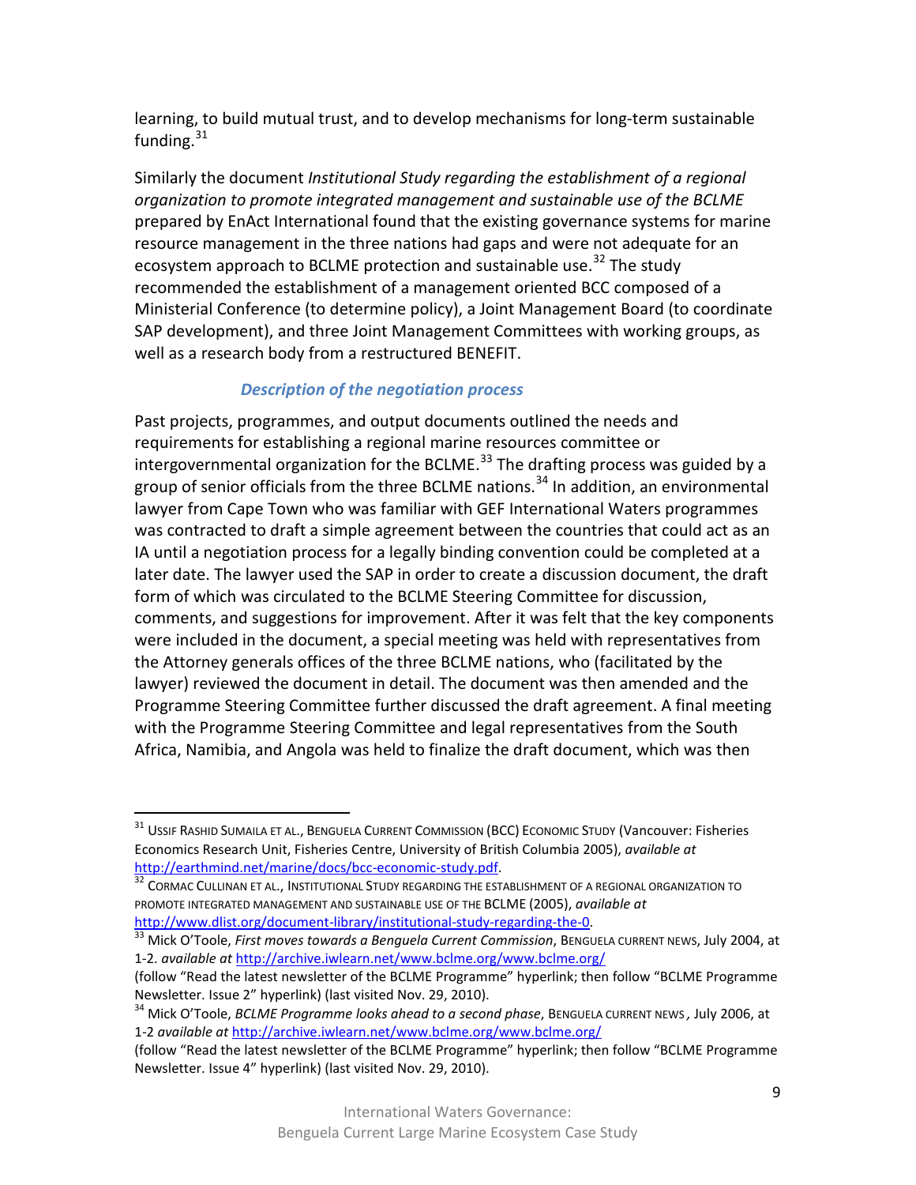learning, to build mutual trust, and to develop mechanisms for long-term sustainable funding.[31]

Similarly the document *Institutional Study regarding the establishment of a regional organization to promote integrated management and sustainable use of the BCLME* prepared by EnAct International found that the existing governance systems for marine resource management in the three nations had gaps and were not adequate for an ecosystem approach to BCLME protection and sustainable use.[32] The study recommended the establishment of a management oriented BCC composed of a Ministerial Conference (to determine policy), a Joint Management Board (to coordinate SAP development), and three Joint Management Committees with working groups, as well as a research body from a restructured BENEFIT.

### *Description of the negotiation process*

Past projects, programmes, and output documents outlined the needs and requirements for establishing a regional marine resources committee or intergovernmental organization for the BCLME.[33] The drafting process was guided by a group of senior officials from the three BCLME nations.[34] In addition, an environmental lawyer from Cape Town who was familiar with GEF International Waters programmes was contracted to draft a simple agreement between the countries that could act as an IA until a negotiation process for a legally binding convention could be completed at a later date. The lawyer used the SAP in order to create a discussion document, the draft form of which was circulated to the BCLME Steering Committee for discussion, comments, and suggestions for improvement. After it was felt that the key components were included in the document, a special meeting was held with representatives from the Attorney generals offices of the three BCLME nations, who (facilitated by the lawyer) reviewed the document in detail. The document was then amended and the Programme Steering Committee further discussed the draft agreement. A final meeting with the Programme Steering Committee and legal representatives from the South Africa, Namibia, and Angola was held to finalize the draft document, which was then

---

[31] USSIF RASHID SUMAILA ET AL., BENGUELA CURRENT COMMISSION (BCC) ECONOMIC STUDY (Vancouver: Fisheries Economics Research Unit, Fisheries Centre, University of British Columbia 2005), *available at* http://earthmind.net/marine/docs/bcc-economic-study.pdf.

[32] CORMAC CULLINAN ET AL., INSTITUTIONAL STUDY REGARDING THE ESTABLISHMENT OF A REGIONAL ORGANIZATION TO PROMOTE INTEGRATED MANAGEMENT AND SUSTAINABLE USE OF THE BCLME (2005), *available at* http://www.dlist.org/document-library/institutional-study-regarding-the-0.

[33] Mick O'Toole, *First moves towards a Benguela Current Commission*, BENGUELA CURRENT NEWS, July 2004, at 1-2. *available at* http://archive.iwlearn.net/www.bclme.org/www.bclme.org/ (follow "Read the latest newsletter of the BCLME Programme" hyperlink; then follow "BCLME Programme Newsletter. Issue 2" hyperlink) (last visited Nov. 29, 2010).

[34] Mick O'Toole, *BCLME Programme looks ahead to a second phase*, BENGUELA CURRENT NEWS, July 2006, at 1-2 *available at* http://archive.iwlearn.net/www.bclme.org/www.bclme.org/ (follow "Read the latest newsletter of the BCLME Programme" hyperlink; then follow "BCLME Programme Newsletter. Issue 4" hyperlink) (last visited Nov. 29, 2010).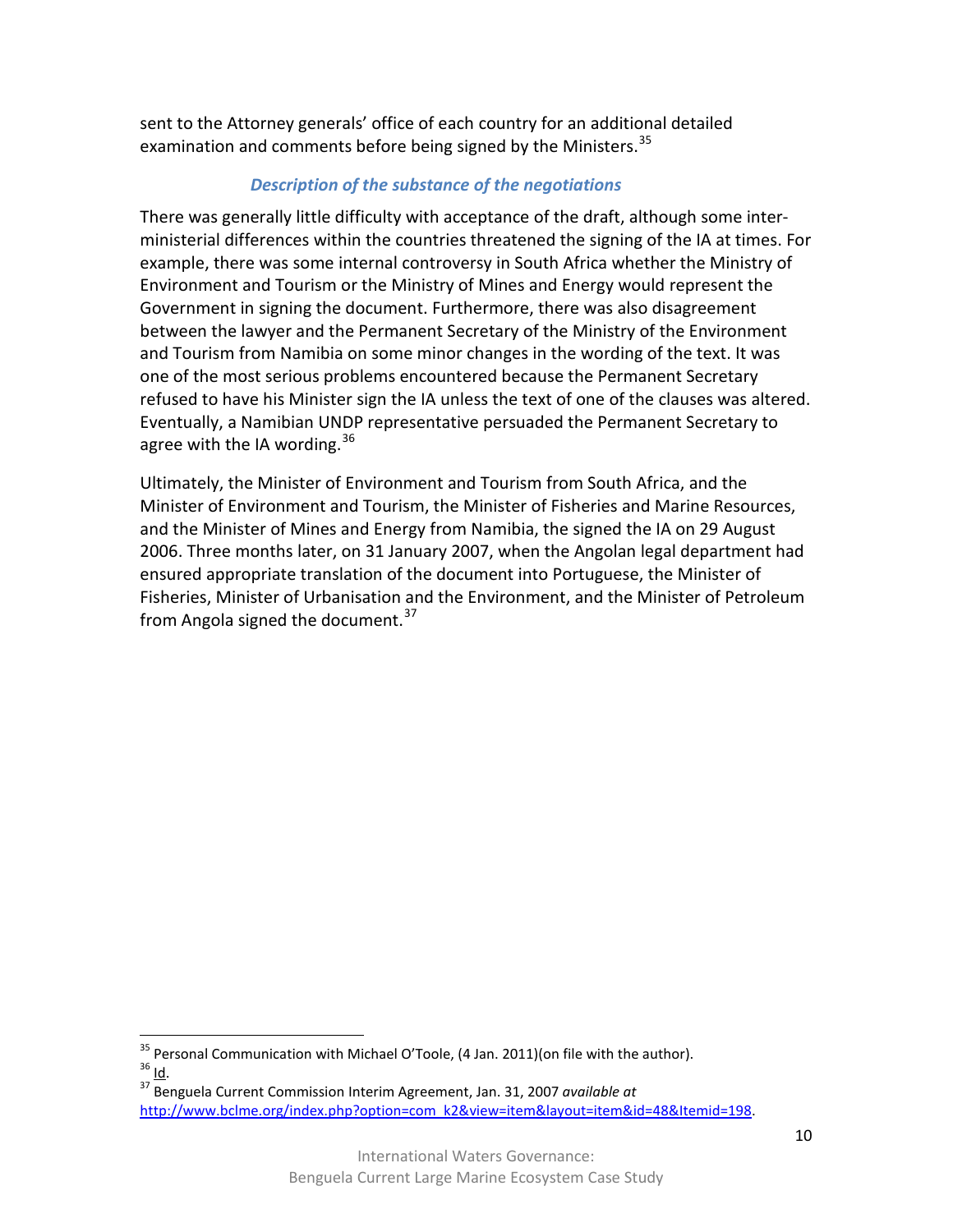sent to the Attorney generals' office of each country for an additional detailed examination and comments before being signed by the Ministers.[35]

### *Description of the substance of the negotiations*

There was generally little difficulty with acceptance of the draft, although some inter-ministerial differences within the countries threatened the signing of the IA at times. For example, there was some internal controversy in South Africa whether the Ministry of Environment and Tourism or the Ministry of Mines and Energy would represent the Government in signing the document. Furthermore, there was also disagreement between the lawyer and the Permanent Secretary of the Ministry of the Environment and Tourism from Namibia on some minor changes in the wording of the text. It was one of the most serious problems encountered because the Permanent Secretary refused to have his Minister sign the IA unless the text of one of the clauses was altered. Eventually, a Namibian UNDP representative persuaded the Permanent Secretary to agree with the IA wording.[36]

Ultimately, the Minister of Environment and Tourism from South Africa, and the Minister of Environment and Tourism, the Minister of Fisheries and Marine Resources, and the Minister of Mines and Energy from Namibia, the signed the IA on 29 August 2006. Three months later, on 31 January 2007, when the Angolan legal department had ensured appropriate translation of the document into Portuguese, the Minister of Fisheries, Minister of Urbanisation and the Environment, and the Minister of Petroleum from Angola signed the document.[37]

---

[35] Personal Communication with Michael O'Toole, (4 Jan. 2011)(on file with the author).

[36] Id.

[37] Benguela Current Commission Interim Agreement, Jan. 31, 2007 *available at* http://www.bclme.org/index.php?option=com_k2&view=item&layout=item&id=48&Itemid=198.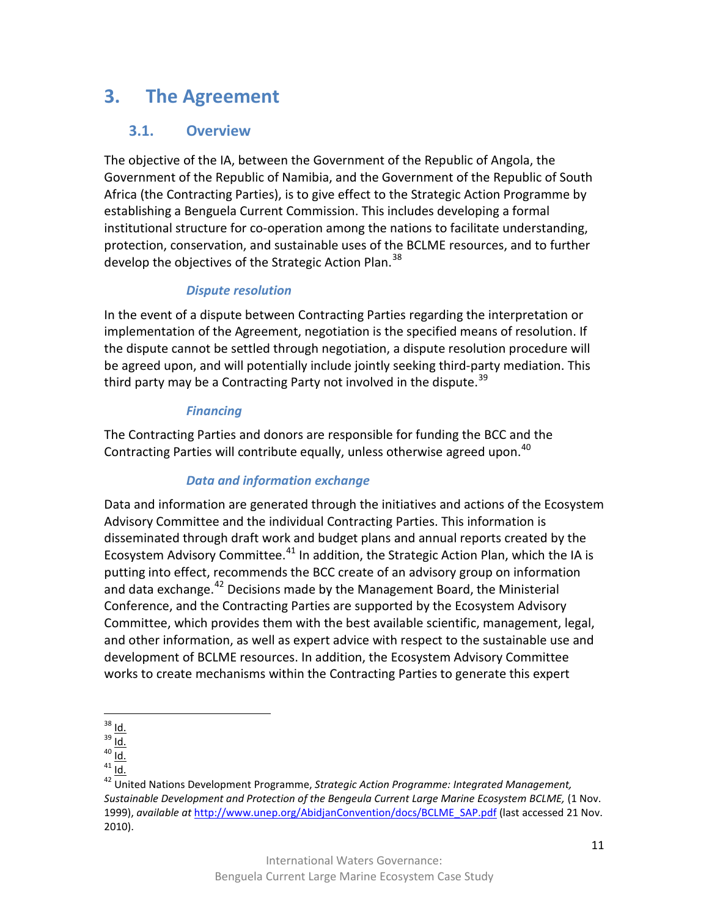# 3. The Agreement

## 3.1. Overview

The objective of the IA, between the Government of the Republic of Angola, the Government of the Republic of Namibia, and the Government of the Republic of South Africa (the Contracting Parties), is to give effect to the Strategic Action Programme by establishing a Benguela Current Commission. This includes developing a formal institutional structure for co-operation among the nations to facilitate understanding, protection, conservation, and sustainable uses of the BCLME resources, and to further develop the objectives of the Strategic Action Plan.[38]

### *Dispute resolution*

In the event of a dispute between Contracting Parties regarding the interpretation or implementation of the Agreement, negotiation is the specified means of resolution. If the dispute cannot be settled through negotiation, a dispute resolution procedure will be agreed upon, and will potentially include jointly seeking third-party mediation. This third party may be a Contracting Party not involved in the dispute.[39]

### *Financing*

The Contracting Parties and donors are responsible for funding the BCC and the Contracting Parties will contribute equally, unless otherwise agreed upon.[40]

### *Data and information exchange*

Data and information are generated through the initiatives and actions of the Ecosystem Advisory Committee and the individual Contracting Parties. This information is disseminated through draft work and budget plans and annual reports created by the Ecosystem Advisory Committee.[41] In addition, the Strategic Action Plan, which the IA is putting into effect, recommends the BCC create of an advisory group on information and data exchange.[42] Decisions made by the Management Board, the Ministerial Conference, and the Contracting Parties are supported by the Ecosystem Advisory Committee, which provides them with the best available scientific, management, legal, and other information, as well as expert advice with respect to the sustainable use and development of BCLME resources. In addition, the Ecosystem Advisory Committee works to create mechanisms within the Contracting Parties to generate this expert

---

[38] Id.

[39] Id.

[40] Id.

[41] Id.

[42] United Nations Development Programme, *Strategic Action Programme: Integrated Management, Sustainable Development and Protection of the Bengeula Current Large Marine Ecosystem BCLME,* (1 Nov. 1999), *available at* http://www.unep.org/AbidjanConvention/docs/BCLME_SAP.pdf (last accessed 21 Nov. 2010).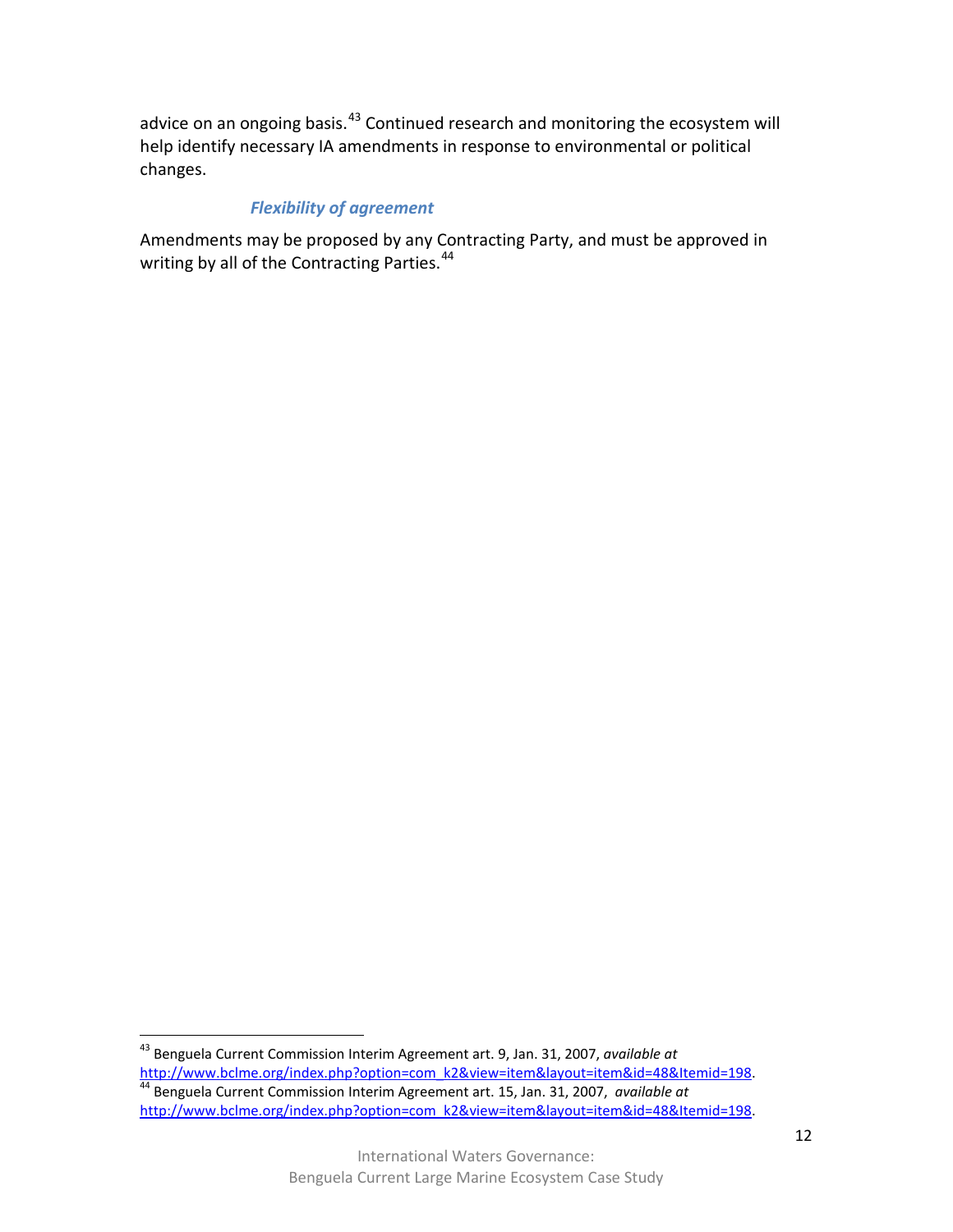advice on an ongoing basis.[43] Continued research and monitoring the ecosystem will help identify necessary IA amendments in response to environmental or political changes.

#### *Flexibility of agreement*

Amendments may be proposed by any Contracting Party, and must be approved in writing by all of the Contracting Parties.[44]

---

[43] Benguela Current Commission Interim Agreement art. 9, Jan. 31, 2007, *available at* http://www.bclme.org/index.php?option=com_k2&view=item&layout=item&id=48&Itemid=198.

[44] Benguela Current Commission Interim Agreement art. 15, Jan. 31, 2007, *available at* http://www.bclme.org/index.php?option=com_k2&view=item&layout=item&id=48&Itemid=198.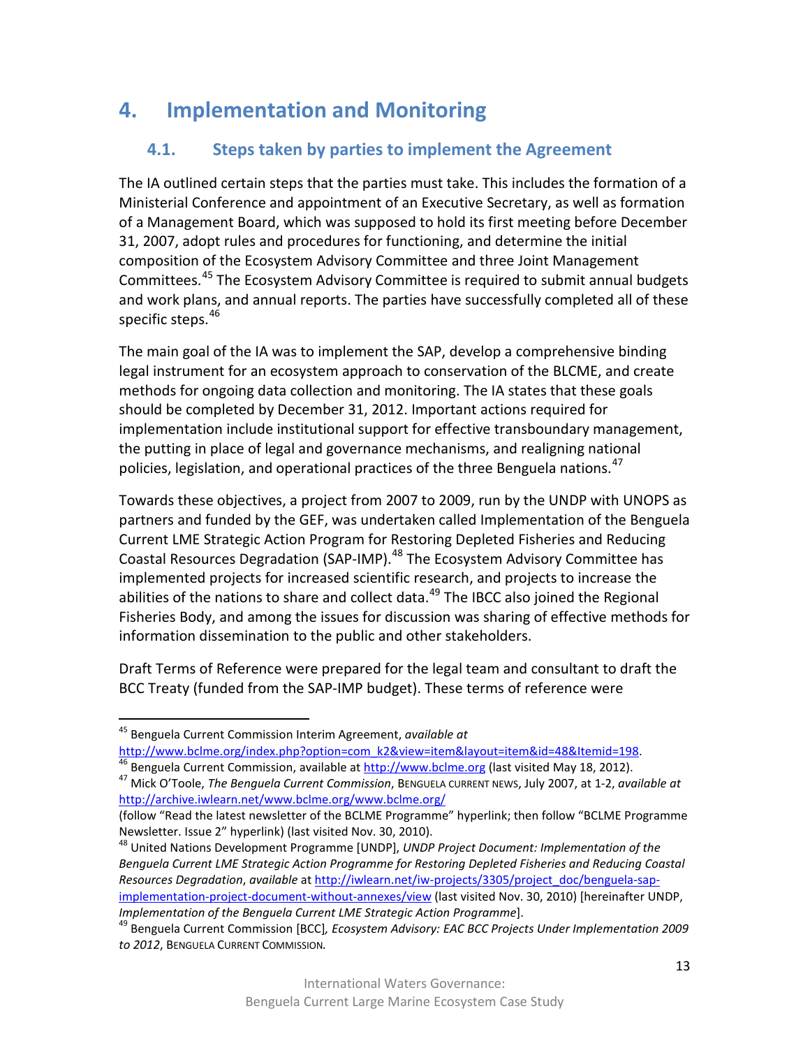# 4. Implementation and Monitoring

## 4.1. Steps taken by parties to implement the Agreement

The IA outlined certain steps that the parties must take. This includes the formation of a Ministerial Conference and appointment of an Executive Secretary, as well as formation of a Management Board, which was supposed to hold its first meeting before December 31, 2007, adopt rules and procedures for functioning, and determine the initial composition of the Ecosystem Advisory Committee and three Joint Management Committees.[45] The Ecosystem Advisory Committee is required to submit annual budgets and work plans, and annual reports. The parties have successfully completed all of these specific steps.[46]

The main goal of the IA was to implement the SAP, develop a comprehensive binding legal instrument for an ecosystem approach to conservation of the BLCME, and create methods for ongoing data collection and monitoring. The IA states that these goals should be completed by December 31, 2012. Important actions required for implementation include institutional support for effective transboundary management, the putting in place of legal and governance mechanisms, and realigning national policies, legislation, and operational practices of the three Benguela nations.[47]

Towards these objectives, a project from 2007 to 2009, run by the UNDP with UNOPS as partners and funded by the GEF, was undertaken called Implementation of the Benguela Current LME Strategic Action Program for Restoring Depleted Fisheries and Reducing Coastal Resources Degradation (SAP-IMP).[48] The Ecosystem Advisory Committee has implemented projects for increased scientific research, and projects to increase the abilities of the nations to share and collect data.[49] The IBCC also joined the Regional Fisheries Body, and among the issues for discussion was sharing of effective methods for information dissemination to the public and other stakeholders.

Draft Terms of Reference were prepared for the legal team and consultant to draft the BCC Treaty (funded from the SAP-IMP budget). These terms of reference were

---

[45] Benguela Current Commission Interim Agreement, *available at* http://www.bclme.org/index.php?option=com_k2&view=item&layout=item&id=48&Itemid=198.

[46] Benguela Current Commission, available at http://www.bclme.org (last visited May 18, 2012).

[47] Mick O'Toole, *The Benguela Current Commission*, BENGUELA CURRENT NEWS, July 2007, at 1-2, *available at* http://archive.iwlearn.net/www.bclme.org/www.bclme.org/ (follow "Read the latest newsletter of the BCLME Programme" hyperlink; then follow "BCLME Programme Newsletter. Issue 2" hyperlink) (last visited Nov. 30, 2010).

[48] United Nations Development Programme [UNDP], *UNDP Project Document: Implementation of the Benguela Current LME Strategic Action Programme for Restoring Depleted Fisheries and Reducing Coastal Resources Degradation*, *available* at http://iwlearn.net/iw-projects/3305/project_doc/benguela-sap-implementation-project-document-without-annexes/view (last visited Nov. 30, 2010) [hereinafter UNDP, *Implementation of the Benguela Current LME Strategic Action Programme*].

[49] Benguela Current Commission [BCC]*, Ecosystem Advisory: EAC BCC Projects Under Implementation 2009 to 2012*, BENGUELA CURRENT COMMISSION.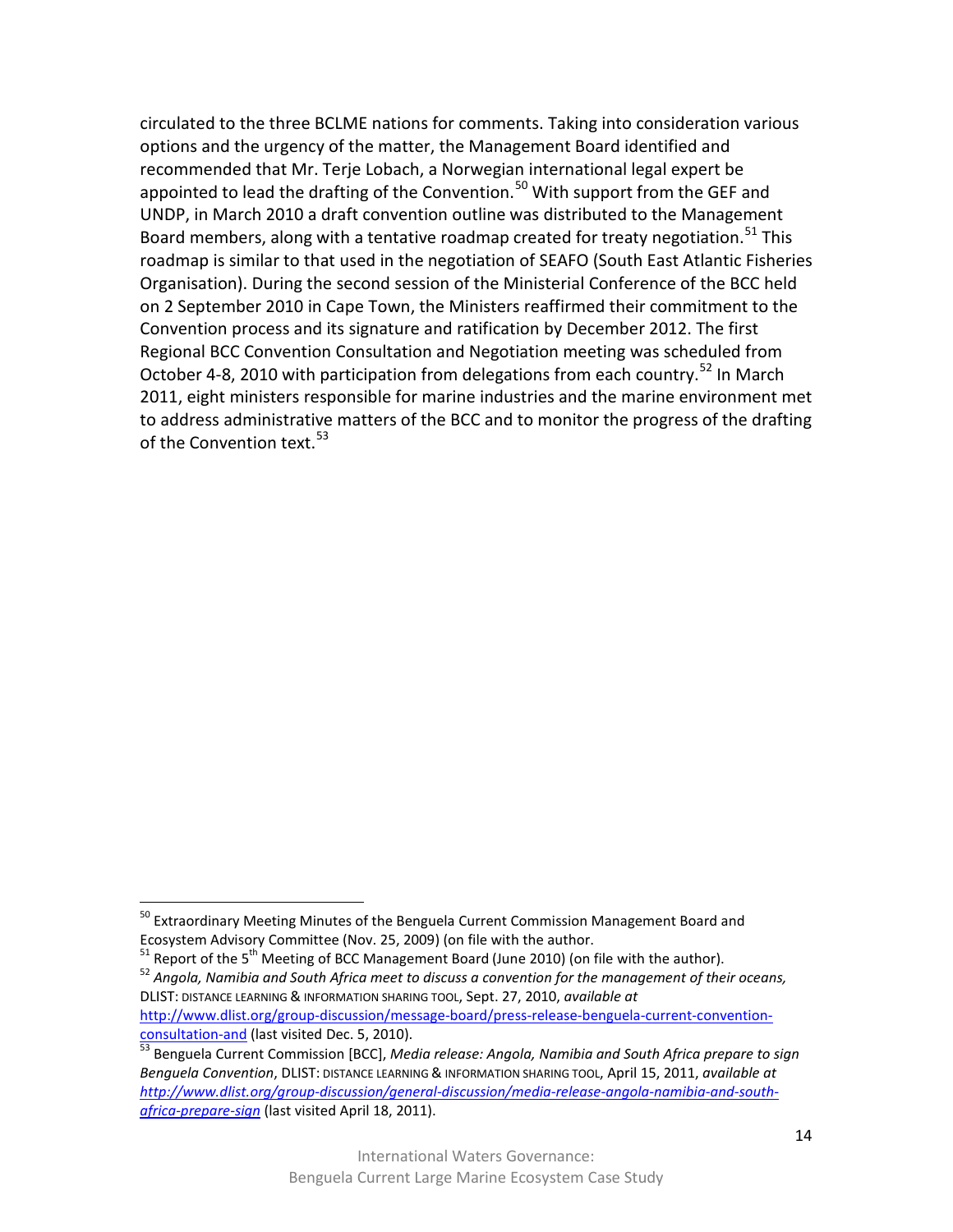circulated to the three BCLME nations for comments. Taking into consideration various options and the urgency of the matter, the Management Board identified and recommended that Mr. Terje Lobach, a Norwegian international legal expert be appointed to lead the drafting of the Convention.[50] With support from the GEF and UNDP, in March 2010 a draft convention outline was distributed to the Management Board members, along with a tentative roadmap created for treaty negotiation.[51] This roadmap is similar to that used in the negotiation of SEAFO (South East Atlantic Fisheries Organisation). During the second session of the Ministerial Conference of the BCC held on 2 September 2010 in Cape Town, the Ministers reaffirmed their commitment to the Convention process and its signature and ratification by December 2012. The first Regional BCC Convention Consultation and Negotiation meeting was scheduled from October 4-8, 2010 with participation from delegations from each country.[52] In March 2011, eight ministers responsible for marine industries and the marine environment met to address administrative matters of the BCC and to monitor the progress of the drafting of the Convention text.[53]

---

[50] Extraordinary Meeting Minutes of the Benguela Current Commission Management Board and Ecosystem Advisory Committee (Nov. 25, 2009) (on file with the author).

[51] Report of the 5th Meeting of BCC Management Board (June 2010) (on file with the author).

[52] *Angola, Namibia and South Africa meet to discuss a convention for the management of their oceans,* DLIST: DISTANCE LEARNING & INFORMATION SHARING TOOL, Sept. 27, 2010, *available at* http://www.dlist.org/group-discussion/message-board/press-release-benguela-current-convention-consultation-and (last visited Dec. 5, 2010).

[53] Benguela Current Commission [BCC], *Media release: Angola, Namibia and South Africa prepare to sign Benguela Convention*, DLIST: DISTANCE LEARNING & INFORMATION SHARING TOOL, April 15, 2011, *available at* *http://www.dlist.org/group-discussion/general-discussion/media-release-angola-namibia-and-south-africa-prepare-sign* (last visited April 18, 2011).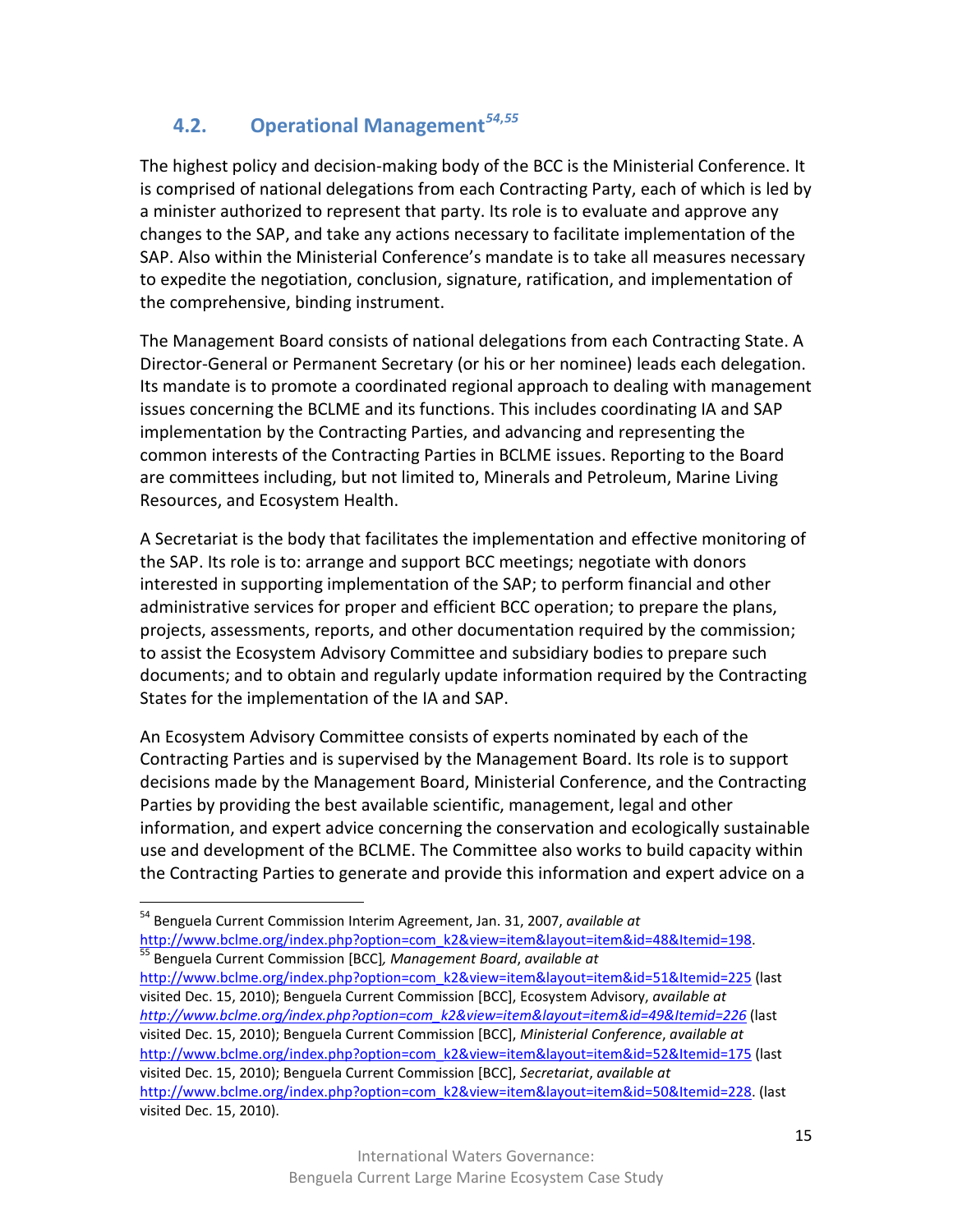## 4.2. Operational Management[54,55]

The highest policy and decision-making body of the BCC is the Ministerial Conference. It is comprised of national delegations from each Contracting Party, each of which is led by a minister authorized to represent that party. Its role is to evaluate and approve any changes to the SAP, and take any actions necessary to facilitate implementation of the SAP. Also within the Ministerial Conference's mandate is to take all measures necessary to expedite the negotiation, conclusion, signature, ratification, and implementation of the comprehensive, binding instrument.

The Management Board consists of national delegations from each Contracting State. A Director-General or Permanent Secretary (or his or her nominee) leads each delegation. Its mandate is to promote a coordinated regional approach to dealing with management issues concerning the BCLME and its functions. This includes coordinating IA and SAP implementation by the Contracting Parties, and advancing and representing the common interests of the Contracting Parties in BCLME issues. Reporting to the Board are committees including, but not limited to, Minerals and Petroleum, Marine Living Resources, and Ecosystem Health.

A Secretariat is the body that facilitates the implementation and effective monitoring of the SAP. Its role is to: arrange and support BCC meetings; negotiate with donors interested in supporting implementation of the SAP; to perform financial and other administrative services for proper and efficient BCC operation; to prepare the plans, projects, assessments, reports, and other documentation required by the commission; to assist the Ecosystem Advisory Committee and subsidiary bodies to prepare such documents; and to obtain and regularly update information required by the Contracting States for the implementation of the IA and SAP.

An Ecosystem Advisory Committee consists of experts nominated by each of the Contracting Parties and is supervised by the Management Board. Its role is to support decisions made by the Management Board, Ministerial Conference, and the Contracting Parties by providing the best available scientific, management, legal and other information, and expert advice concerning the conservation and ecologically sustainable use and development of the BCLME. The Committee also works to build capacity within the Contracting Parties to generate and provide this information and expert advice on a

---

[54] Benguela Current Commission Interim Agreement, Jan. 31, 2007, *available at* http://www.bclme.org/index.php?option=com_k2&view=item&layout=item&id=48&Itemid=198.

[55] Benguela Current Commission [BCC], *Management Board*, *available at* http://www.bclme.org/index.php?option=com_k2&view=item&layout=item&id=51&Itemid=225 (last visited Dec. 15, 2010); Benguela Current Commission [BCC], Ecosystem Advisory, *available at* *http://www.bclme.org/index.php?option=com_k2&view=item&layout=item&id=49&Itemid=226* (last visited Dec. 15, 2010); Benguela Current Commission [BCC], *Ministerial Conference*, *available at* http://www.bclme.org/index.php?option=com_k2&view=item&layout=item&id=52&Itemid=175 (last visited Dec. 15, 2010); Benguela Current Commission [BCC], *Secretariat*, *available at* http://www.bclme.org/index.php?option=com_k2&view=item&layout=item&id=50&Itemid=228. (last visited Dec. 15, 2010).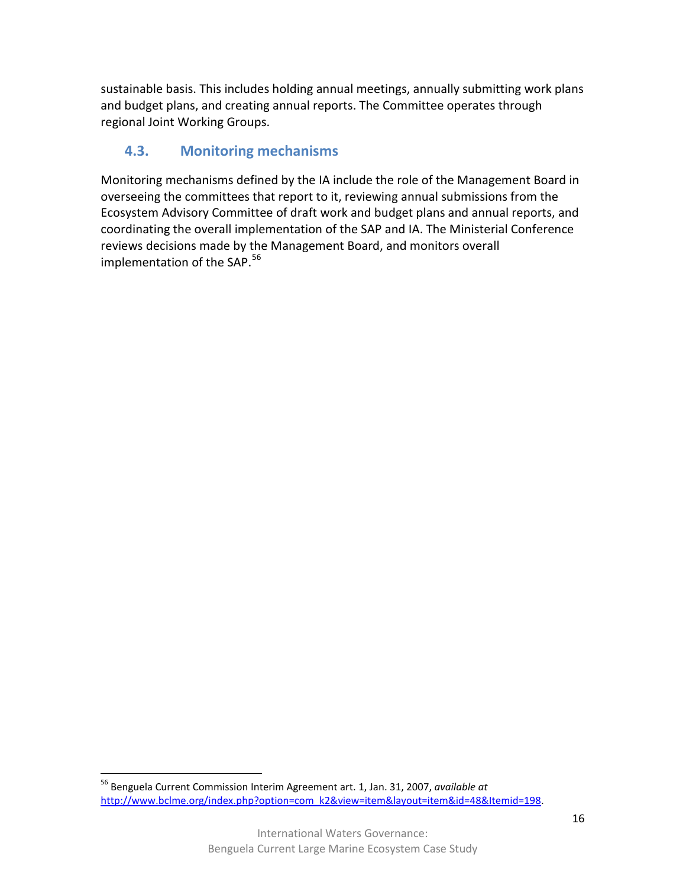sustainable basis. This includes holding annual meetings, annually submitting work plans and budget plans, and creating annual reports. The Committee operates through regional Joint Working Groups.

### 4.3. Monitoring mechanisms

Monitoring mechanisms defined by the IA include the role of the Management Board in overseeing the committees that report to it, reviewing annual submissions from the Ecosystem Advisory Committee of draft work and budget plans and annual reports, and coordinating the overall implementation of the SAP and IA. The Ministerial Conference reviews decisions made by the Management Board, and monitors overall implementation of the SAP.[56]

---

[56] Benguela Current Commission Interim Agreement art. 1, Jan. 31, 2007, *available at* http://www.bclme.org/index.php?option=com_k2&view=item&layout=item&id=48&Itemid=198.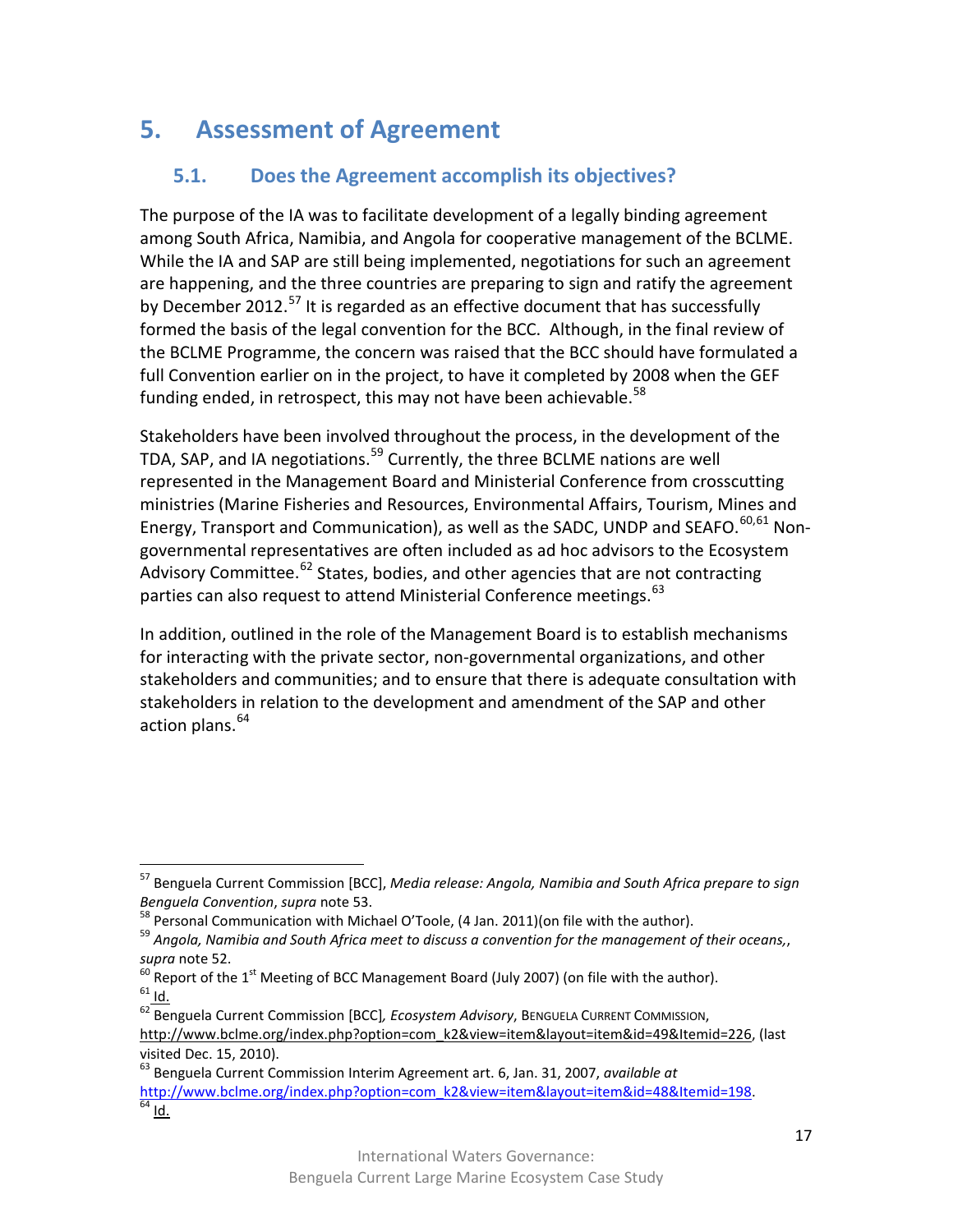# 5. Assessment of Agreement

## 5.1. Does the Agreement accomplish its objectives?

The purpose of the IA was to facilitate development of a legally binding agreement among South Africa, Namibia, and Angola for cooperative management of the BCLME. While the IA and SAP are still being implemented, negotiations for such an agreement are happening, and the three countries are preparing to sign and ratify the agreement by December 2012.[57] It is regarded as an effective document that has successfully formed the basis of the legal convention for the BCC. Although, in the final review of the BCLME Programme, the concern was raised that the BCC should have formulated a full Convention earlier on in the project, to have it completed by 2008 when the GEF funding ended, in retrospect, this may not have been achievable.[58]

Stakeholders have been involved throughout the process, in the development of the TDA, SAP, and IA negotiations.[59] Currently, the three BCLME nations are well represented in the Management Board and Ministerial Conference from crosscutting ministries (Marine Fisheries and Resources, Environmental Affairs, Tourism, Mines and Energy, Transport and Communication), as well as the SADC, UNDP and SEAFO.[60,61] Non-governmental representatives are often included as ad hoc advisors to the Ecosystem Advisory Committee.[62] States, bodies, and other agencies that are not contracting parties can also request to attend Ministerial Conference meetings.[63]

In addition, outlined in the role of the Management Board is to establish mechanisms for interacting with the private sector, non-governmental organizations, and other stakeholders and communities; and to ensure that there is adequate consultation with stakeholders in relation to the development and amendment of the SAP and other action plans.[64]

---

[57] Benguela Current Commission [BCC], *Media release: Angola, Namibia and South Africa prepare to sign Benguela Convention*, *supra* note 53.

[58] Personal Communication with Michael O'Toole, (4 Jan. 2011)(on file with the author).

[59] *Angola, Namibia and South Africa meet to discuss a convention for the management of their oceans,*, *supra* note 52.

[60] Report of the 1st Meeting of BCC Management Board (July 2007) (on file with the author).

[61] Id.

[62] Benguela Current Commission [BCC], *Ecosystem Advisory*, BENGUELA CURRENT COMMISSION, http://www.bclme.org/index.php?option=com_k2&view=item&layout=item&id=49&Itemid=226, (last visited Dec. 15, 2010).

[63] Benguela Current Commission Interim Agreement art. 6, Jan. 31, 2007, *available at* http://www.bclme.org/index.php?option=com_k2&view=item&layout=item&id=48&Itemid=198.

[64] Id.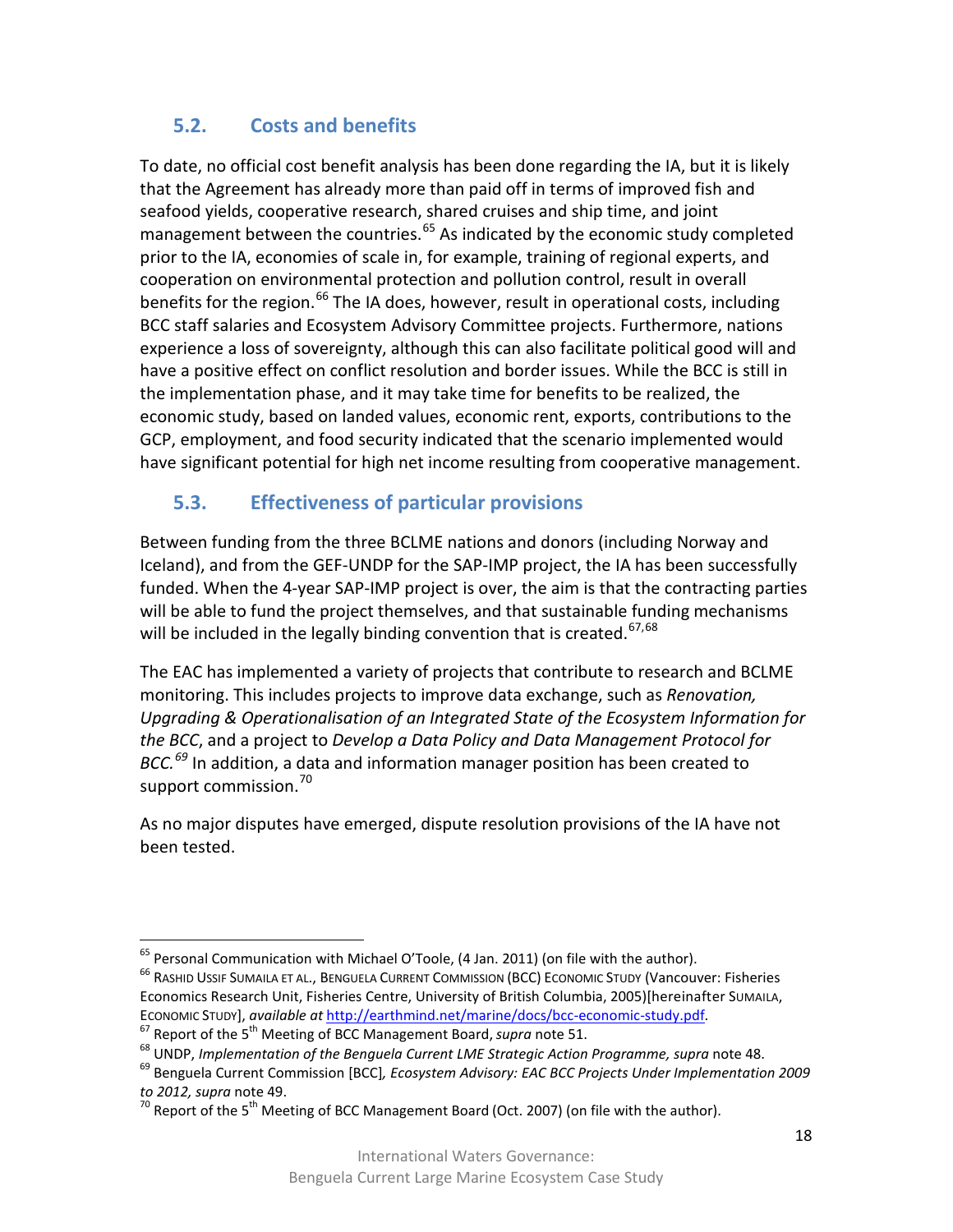## 5.2. Costs and benefits

To date, no official cost benefit analysis has been done regarding the IA, but it is likely that the Agreement has already more than paid off in terms of improved fish and seafood yields, cooperative research, shared cruises and ship time, and joint management between the countries.[65] As indicated by the economic study completed prior to the IA, economies of scale in, for example, training of regional experts, and cooperation on environmental protection and pollution control, result in overall benefits for the region.[66] The IA does, however, result in operational costs, including BCC staff salaries and Ecosystem Advisory Committee projects. Furthermore, nations experience a loss of sovereignty, although this can also facilitate political good will and have a positive effect on conflict resolution and border issues. While the BCC is still in the implementation phase, and it may take time for benefits to be realized, the economic study, based on landed values, economic rent, exports, contributions to the GCP, employment, and food security indicated that the scenario implemented would have significant potential for high net income resulting from cooperative management.

## 5.3. Effectiveness of particular provisions

Between funding from the three BCLME nations and donors (including Norway and Iceland), and from the GEF-UNDP for the SAP-IMP project, the IA has been successfully funded. When the 4-year SAP-IMP project is over, the aim is that the contracting parties will be able to fund the project themselves, and that sustainable funding mechanisms will be included in the legally binding convention that is created.[67,68]

The EAC has implemented a variety of projects that contribute to research and BCLME monitoring. This includes projects to improve data exchange, such as *Renovation, Upgrading & Operationalisation of an Integrated State of the Ecosystem Information for the BCC*, and a project to *Develop a Data Policy and Data Management Protocol for BCC.*[69] In addition, a data and information manager position has been created to support commission.[70]

As no major disputes have emerged, dispute resolution provisions of the IA have not been tested.

---

[65] Personal Communication with Michael O'Toole, (4 Jan. 2011) (on file with the author).

[66] RASHID USSIF SUMAILA ET AL., BENGUELA CURRENT COMMISSION (BCC) ECONOMIC STUDY (Vancouver: Fisheries Economics Research Unit, Fisheries Centre, University of British Columbia, 2005)[hereinafter SUMAILA, ECONOMIC STUDY], *available at* http://earthmind.net/marine/docs/bcc-economic-study.pdf.

[67] Report of the 5th Meeting of BCC Management Board, *supra* note 51.

[68] UNDP, *Implementation of the Benguela Current LME Strategic Action Programme, supra* note 48.

[69] Benguela Current Commission [BCC]*, Ecosystem Advisory: EAC BCC Projects Under Implementation 2009 to 2012, supra* note 49.

[70] Report of the 5th Meeting of BCC Management Board (Oct. 2007) (on file with the author).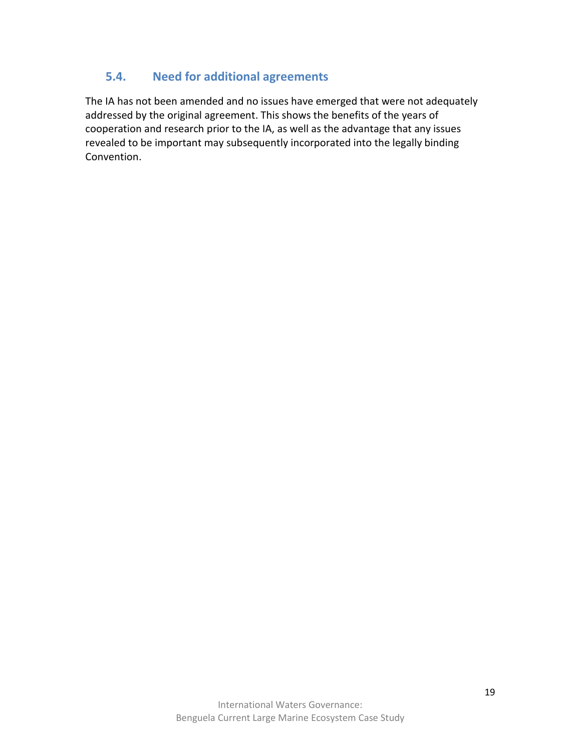## 5.4. Need for additional agreements

The IA has not been amended and no issues have emerged that were not adequately addressed by the original agreement. This shows the benefits of the years of cooperation and research prior to the IA, as well as the advantage that any issues revealed to be important may subsequently incorporated into the legally binding Convention.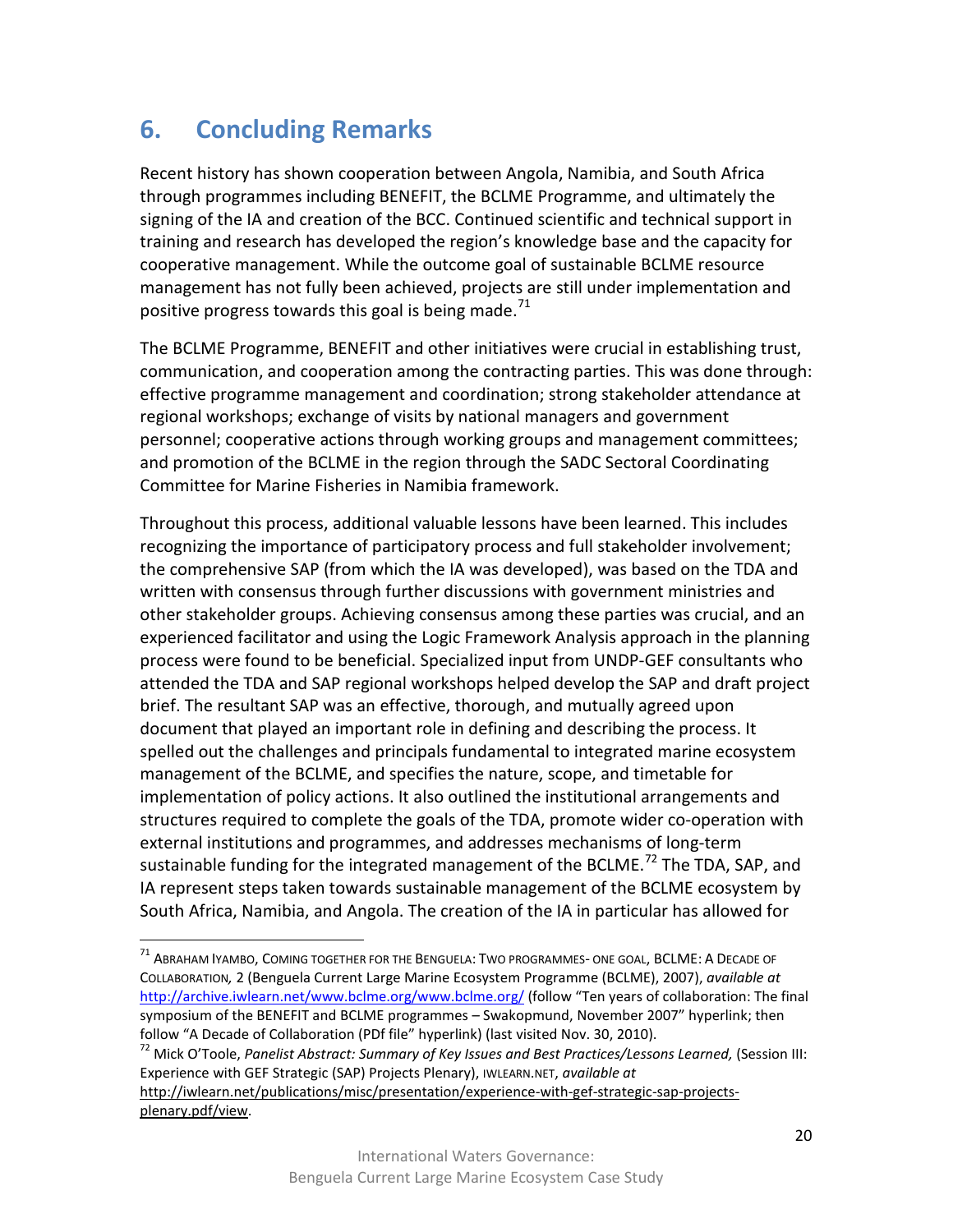## 6. Concluding Remarks

Recent history has shown cooperation between Angola, Namibia, and South Africa through programmes including BENEFIT, the BCLME Programme, and ultimately the signing of the IA and creation of the BCC. Continued scientific and technical support in training and research has developed the region's knowledge base and the capacity for cooperative management. While the outcome goal of sustainable BCLME resource management has not fully been achieved, projects are still under implementation and positive progress towards this goal is being made.[71]

The BCLME Programme, BENEFIT and other initiatives were crucial in establishing trust, communication, and cooperation among the contracting parties. This was done through: effective programme management and coordination; strong stakeholder attendance at regional workshops; exchange of visits by national managers and government personnel; cooperative actions through working groups and management committees; and promotion of the BCLME in the region through the SADC Sectoral Coordinating Committee for Marine Fisheries in Namibia framework.

Throughout this process, additional valuable lessons have been learned. This includes recognizing the importance of participatory process and full stakeholder involvement; the comprehensive SAP (from which the IA was developed), was based on the TDA and written with consensus through further discussions with government ministries and other stakeholder groups. Achieving consensus among these parties was crucial, and an experienced facilitator and using the Logic Framework Analysis approach in the planning process were found to be beneficial. Specialized input from UNDP-GEF consultants who attended the TDA and SAP regional workshops helped develop the SAP and draft project brief. The resultant SAP was an effective, thorough, and mutually agreed upon document that played an important role in defining and describing the process. It spelled out the challenges and principals fundamental to integrated marine ecosystem management of the BCLME, and specifies the nature, scope, and timetable for implementation of policy actions. It also outlined the institutional arrangements and structures required to complete the goals of the TDA, promote wider co-operation with external institutions and programmes, and addresses mechanisms of long-term sustainable funding for the integrated management of the BCLME.[72] The TDA, SAP, and IA represent steps taken towards sustainable management of the BCLME ecosystem by South Africa, Namibia, and Angola. The creation of the IA in particular has allowed for

---

[71] ABRAHAM IYAMBO, COMING TOGETHER FOR THE BENGUELA: TWO PROGRAMMES- ONE GOAL, BCLME: A DECADE OF COLLABORATION, 2 (Benguela Current Large Marine Ecosystem Programme (BCLME), 2007), *available at* http://archive.iwlearn.net/www.bclme.org/www.bclme.org/ (follow "Ten years of collaboration: The final symposium of the BENEFIT and BCLME programmes – Swakopmund, November 2007" hyperlink; then follow "A Decade of Collaboration (PDf file" hyperlink) (last visited Nov. 30, 2010).

[72] Mick O'Toole, *Panelist Abstract: Summary of Key Issues and Best Practices/Lessons Learned,* (Session III: Experience with GEF Strategic (SAP) Projects Plenary), IWLEARN.NET, *available at* http://iwlearn.net/publications/misc/presentation/experience-with-gef-strategic-sap-projects-plenary.pdf/view.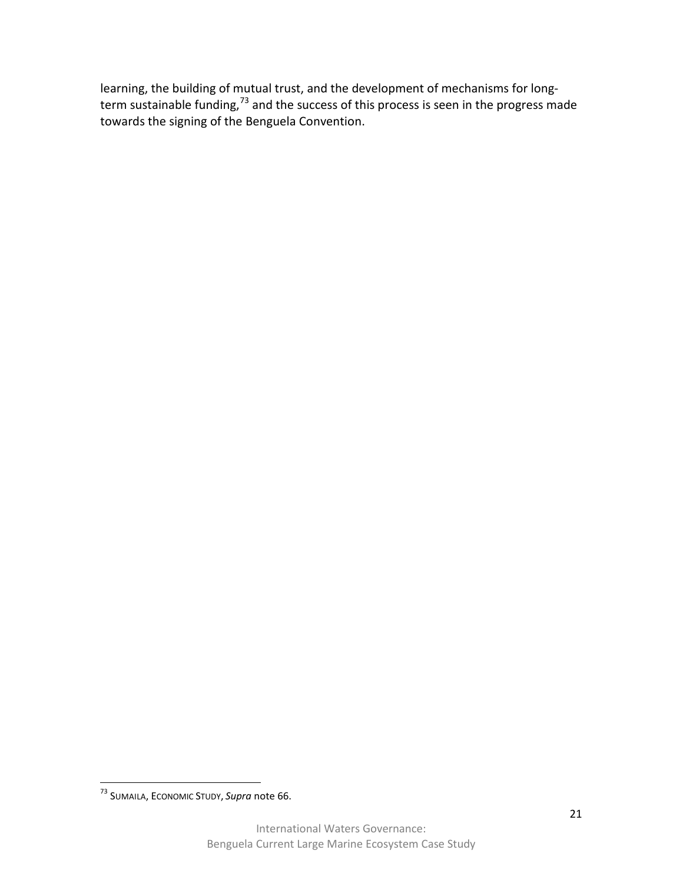learning, the building of mutual trust, and the development of mechanisms for long-term sustainable funding,[73] and the success of this process is seen in the progress made towards the signing of the Benguela Convention.

---

[73] SUMAILA, ECONOMIC STUDY, *Supra* note 66.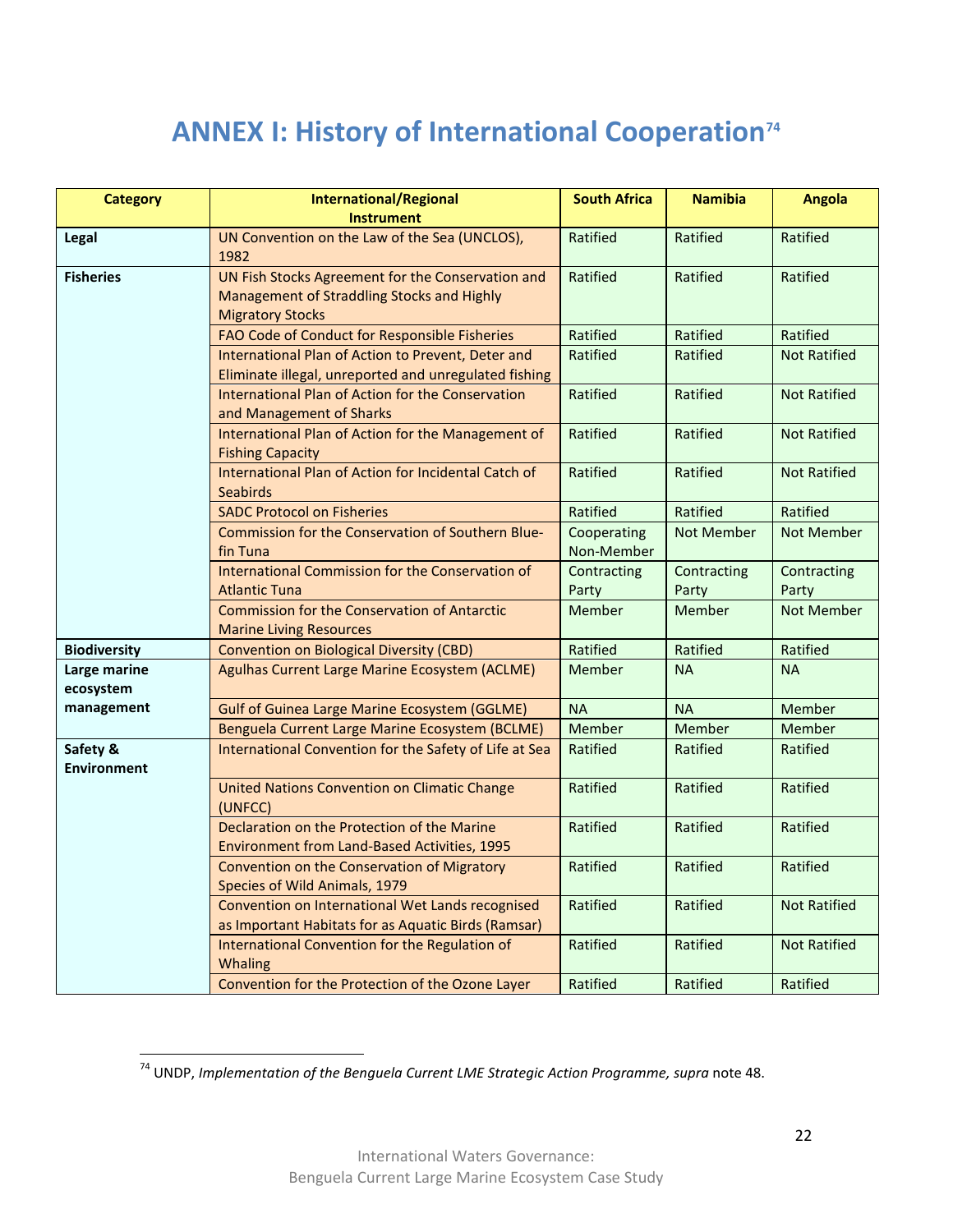# ANNEX I: History of International Cooperation[74]

| Category | International/Regional Instrument | South Africa | Namibia | Angola |
|---|---|---|---|---|
| **Legal** | UN Convention on the Law of the Sea (UNCLOS), 1982 | Ratified | Ratified | Ratified |
| **Fisheries** | UN Fish Stocks Agreement for the Conservation and Management of Straddling Stocks and Highly Migratory Stocks | Ratified | Ratified | Ratified |
| | FAO Code of Conduct for Responsible Fisheries | Ratified | Ratified | Ratified |
| | International Plan of Action to Prevent, Deter and Eliminate illegal, unreported and unregulated fishing | Ratified | Ratified | Not Ratified |
| | International Plan of Action for the Conservation and Management of Sharks | Ratified | Ratified | Not Ratified |
| | International Plan of Action for the Management of Fishing Capacity | Ratified | Ratified | Not Ratified |
| | International Plan of Action for Incidental Catch of Seabirds | Ratified | Ratified | Not Ratified |
| | SADC Protocol on Fisheries | Ratified | Ratified | Ratified |
| | Commission for the Conservation of Southern Blue-fin Tuna | Cooperating Non-Member | Not Member | Not Member |
| | International Commission for the Conservation of Atlantic Tuna | Contracting Party | Contracting Party | Contracting Party |
| | Commission for the Conservation of Antarctic Marine Living Resources | Member | Member | Not Member |
| **Biodiversity** | Convention on Biological Diversity (CBD) | Ratified | Ratified | Ratified |
| **Large marine ecosystem management** | Agulhas Current Large Marine Ecosystem (ACLME) | Member | NA | NA |
| | Gulf of Guinea Large Marine Ecosystem (GGLME) | NA | NA | Member |
| | Benguela Current Large Marine Ecosystem (BCLME) | Member | Member | Member |
| **Safety & Environment** | International Convention for the Safety of Life at Sea | Ratified | Ratified | Ratified |
| | United Nations Convention on Climatic Change (UNFCC) | Ratified | Ratified | Ratified |
| | Declaration on the Protection of the Marine Environment from Land-Based Activities, 1995 | Ratified | Ratified | Ratified |
| | Convention on the Conservation of Migratory Species of Wild Animals, 1979 | Ratified | Ratified | Ratified |
| | Convention on International Wet Lands recognised as Important Habitats for as Aquatic Birds (Ramsar) | Ratified | Ratified | Not Ratified |
| | International Convention for the Regulation of Whaling | Ratified | Ratified | Not Ratified |
| | Convention for the Protection of the Ozone Layer | Ratified | Ratified | Ratified |

[74] UNDP, *Implementation of the Benguela Current LME Strategic Action Programme, supra* note 48.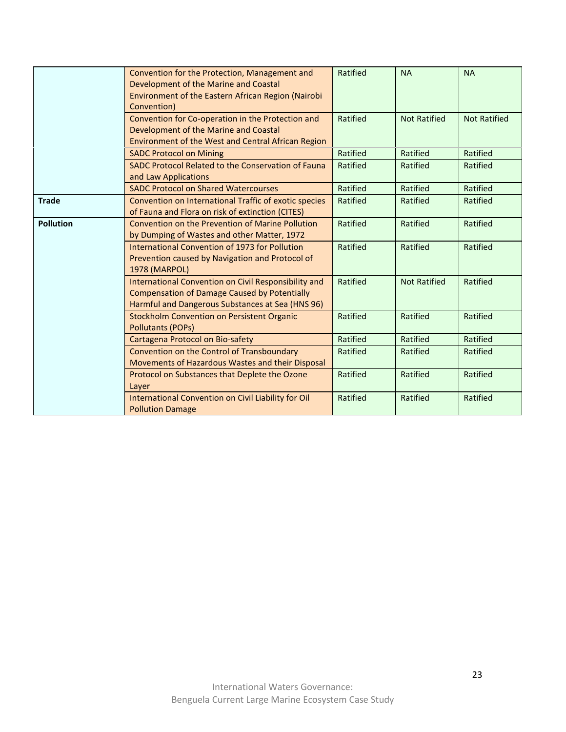| | | | | |
|---|---|---|---|---|
| | Convention for the Protection, Management and Development of the Marine and Coastal Environment of the Eastern African Region (Nairobi Convention) | Ratified | NA | NA |
| | Convention for Co-operation in the Protection and Development of the Marine and Coastal Environment of the West and Central African Region | Ratified | Not Ratified | Not Ratified |
| | SADC Protocol on Mining | Ratified | Ratified | Ratified |
| | SADC Protocol Related to the Conservation of Fauna and Law Applications | Ratified | Ratified | Ratified |
| | SADC Protocol on Shared Watercourses | Ratified | Ratified | Ratified |
| **Trade** | Convention on International Traffic of exotic species of Fauna and Flora on risk of extinction (CITES) | Ratified | Ratified | Ratified |
| **Pollution** | Convention on the Prevention of Marine Pollution by Dumping of Wastes and other Matter, 1972 | Ratified | Ratified | Ratified |
| | International Convention of 1973 for Pollution Prevention caused by Navigation and Protocol of 1978 (MARPOL) | Ratified | Ratified | Ratified |
| | International Convention on Civil Responsibility and Compensation of Damage Caused by Potentially Harmful and Dangerous Substances at Sea (HNS 96) | Ratified | Not Ratified | Ratified |
| | Stockholm Convention on Persistent Organic Pollutants (POPs) | Ratified | Ratified | Ratified |
| | Cartagena Protocol on Bio-safety | Ratified | Ratified | Ratified |
| | Convention on the Control of Transboundary Movements of Hazardous Wastes and their Disposal | Ratified | Ratified | Ratified |
| | Protocol on Substances that Deplete the Ozone Layer | Ratified | Ratified | Ratified |
| | International Convention on Civil Liability for Oil Pollution Damage | Ratified | Ratified | Ratified |